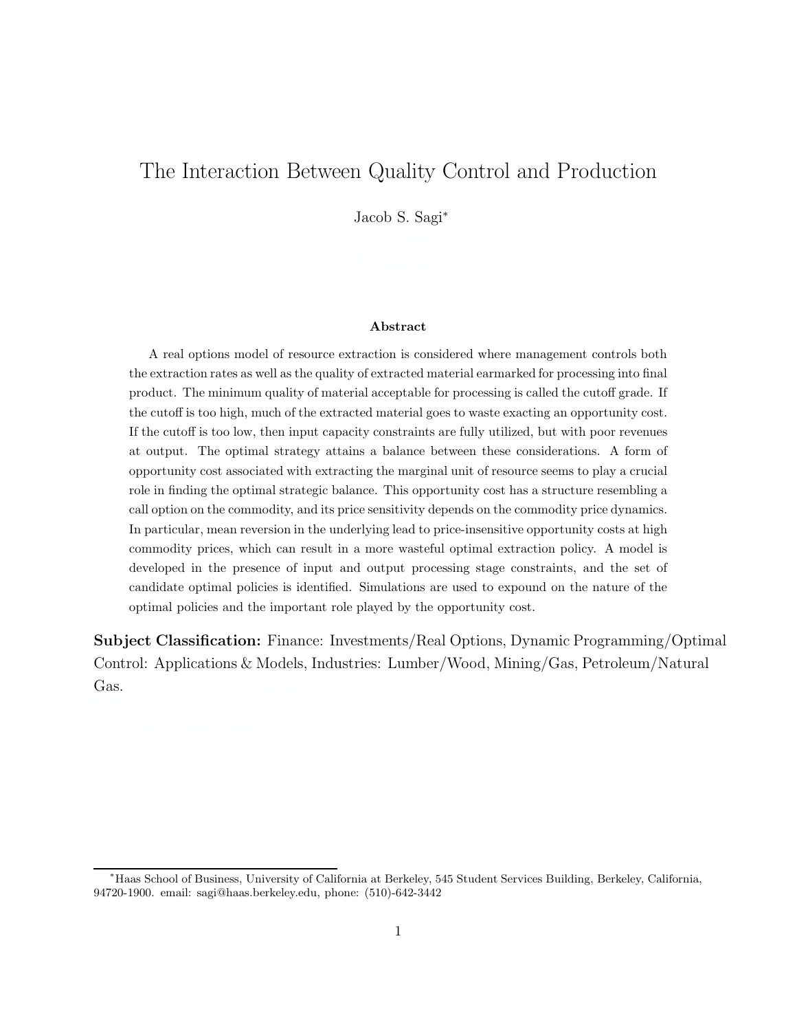# The Interaction Between Quality Control and Production

Jacob S. Sagi[*]

### Abstract

A real options model of resource extraction is considered where management controls both the extraction rates as well as the quality of extracted material earmarked for processing into final product. The minimum quality of material acceptable for processing is called the cutoff grade. If the cutoff is too high, much of the extracted material goes to waste exacting an opportunity cost. If the cutoff is too low, then input capacity constraints are fully utilized, but with poor revenues at output. The optimal strategy attains a balance between these considerations. A form of opportunity cost associated with extracting the marginal unit of resource seems to play a crucial role in finding the optimal strategic balance. This opportunity cost has a structure resembling a call option on the commodity, and its price sensitivity depends on the commodity price dynamics. In particular, mean reversion in the underlying lead to price-insensitive opportunity costs at high commodity prices, which can result in a more wasteful optimal extraction policy. A model is developed in the presence of input and output processing stage constraints, and the set of candidate optimal policies is identified. Simulations are used to expound on the nature of the optimal policies and the important role played by the opportunity cost.

**Subject Classification:** Finance: Investments/Real Options, Dynamic Programming/Optimal Control: Applications & Models, Industries: Lumber/Wood, Mining/Gas, Petroleum/Natural Gas.

---

[*] Haas School of Business, University of California at Berkeley, 545 Student Services Building, Berkeley, California, 94720-1900. email: sagi@haas.berkeley.edu, phone: (510)-642-3442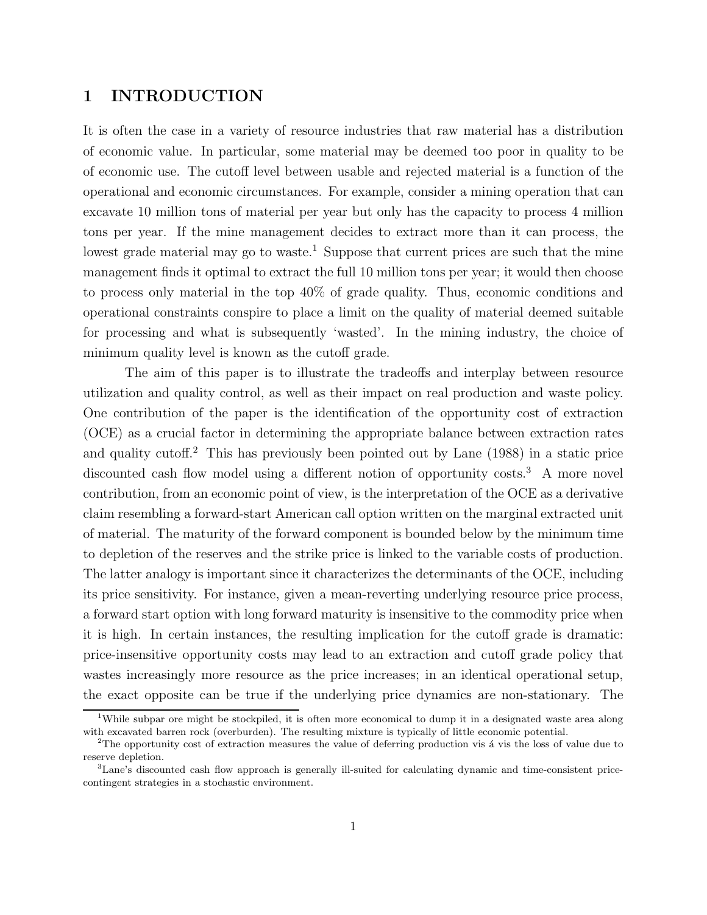# 1 INTRODUCTION

It is often the case in a variety of resource industries that raw material has a distribution of economic value. In particular, some material may be deemed too poor in quality to be of economic use. The cutoff level between usable and rejected material is a function of the operational and economic circumstances. For example, consider a mining operation that can excavate 10 million tons of material per year but only has the capacity to process 4 million tons per year. If the mine management decides to extract more than it can process, the lowest grade material may go to waste.[1] Suppose that current prices are such that the mine management finds it optimal to extract the full 10 million tons per year; it would then choose to process only material in the top 40% of grade quality. Thus, economic conditions and operational constraints conspire to place a limit on the quality of material deemed suitable for processing and what is subsequently 'wasted'. In the mining industry, the choice of minimum quality level is known as the cutoff grade.

The aim of this paper is to illustrate the tradeoffs and interplay between resource utilization and quality control, as well as their impact on real production and waste policy. One contribution of the paper is the identification of the opportunity cost of extraction (OCE) as a crucial factor in determining the appropriate balance between extraction rates and quality cutoff.[2] This has previously been pointed out by Lane (1988) in a static price discounted cash flow model using a different notion of opportunity costs.[3] A more novel contribution, from an economic point of view, is the interpretation of the OCE as a derivative claim resembling a forward-start American call option written on the marginal extracted unit of material. The maturity of the forward component is bounded below by the minimum time to depletion of the reserves and the strike price is linked to the variable costs of production. The latter analogy is important since it characterizes the determinants of the OCE, including its price sensitivity. For instance, given a mean-reverting underlying resource price process, a forward start option with long forward maturity is insensitive to the commodity price when it is high. In certain instances, the resulting implication for the cutoff grade is dramatic: price-insensitive opportunity costs may lead to an extraction and cutoff grade policy that wastes increasingly more resource as the price increases; in an identical operational setup, the exact opposite can be true if the underlying price dynamics are non-stationary. The

[1] While subpar ore might be stockpiled, it is often more economical to dump it in a designated waste area along with excavated barren rock (overburden). The resulting mixture is typically of little economic potential.

[2] The opportunity cost of extraction measures the value of deferring production vis á vis the loss of value due to reserve depletion.

[3] Lane's discounted cash flow approach is generally ill-suited for calculating dynamic and time-consistent price-contingent strategies in a stochastic environment.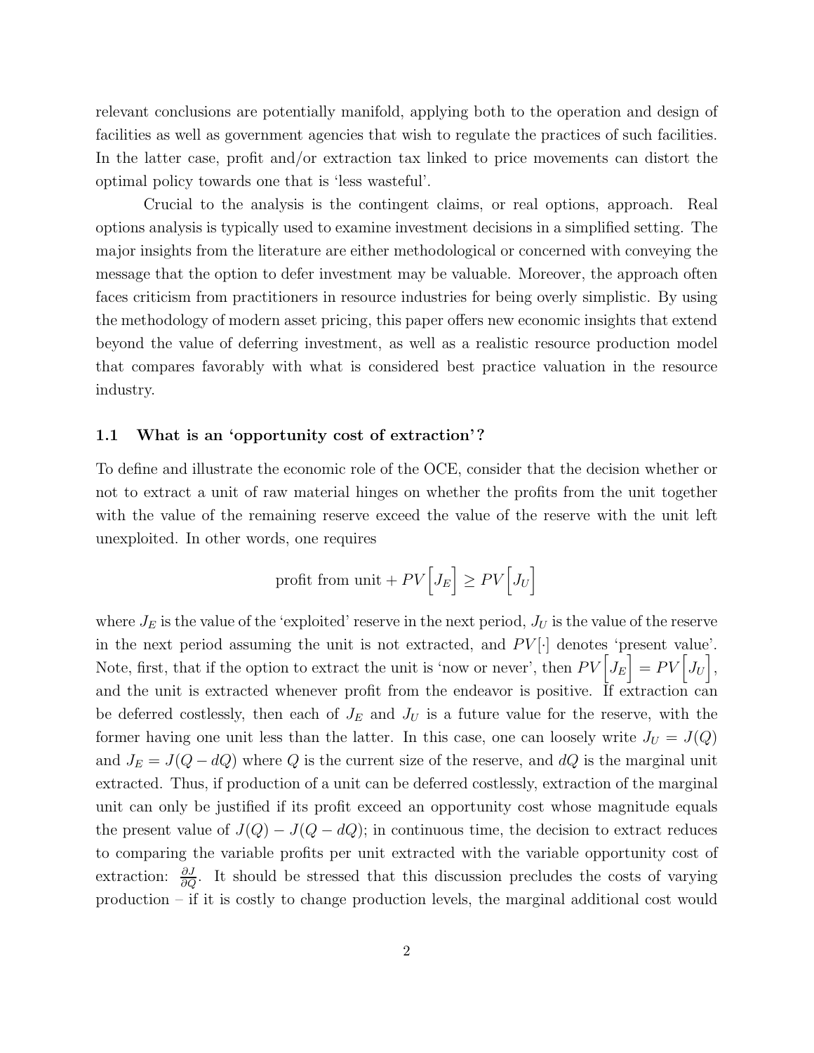relevant conclusions are potentially manifold, applying both to the operation and design of facilities as well as government agencies that wish to regulate the practices of such facilities. In the latter case, profit and/or extraction tax linked to price movements can distort the optimal policy towards one that is 'less wasteful'.

Crucial to the analysis is the contingent claims, or real options, approach. Real options analysis is typically used to examine investment decisions in a simplified setting. The major insights from the literature are either methodological or concerned with conveying the message that the option to defer investment may be valuable. Moreover, the approach often faces criticism from practitioners in resource industries for being overly simplistic. By using the methodology of modern asset pricing, this paper offers new economic insights that extend beyond the value of deferring investment, as well as a realistic resource production model that compares favorably with what is considered best practice valuation in the resource industry.

### 1.1 What is an 'opportunity cost of extraction'?

To define and illustrate the economic role of the OCE, consider that the decision whether or not to extract a unit of raw material hinges on whether the profits from the unit together with the value of the remaining reserve exceed the value of the reserve with the unit left unexploited. In other words, one requires

$$\text{profit from unit} + PV\Big[J_E\Big] \geq PV\Big[J_U\Big]$$

where $J_E$ is the value of the 'exploited' reserve in the next period, $J_U$ is the value of the reserve in the next period assuming the unit is not extracted, and $PV[\cdot]$ denotes 'present value'. Note, first, that if the option to extract the unit is 'now or never', then $PV\Big[J_E\Big] = PV\Big[J_U\Big]$, and the unit is extracted whenever profit from the endeavor is positive. If extraction can be deferred costlessly, then each of $J_E$ and $J_U$ is a future value for the reserve, with the former having one unit less than the latter. In this case, one can loosely write $J_U = J(Q)$ and $J_E = J(Q - dQ)$ where $Q$ is the current size of the reserve, and $dQ$ is the marginal unit extracted. Thus, if production of a unit can be deferred costlessly, extraction of the marginal unit can only be justified if its profit exceed an opportunity cost whose magnitude equals the present value of $J(Q) - J(Q - dQ)$; in continuous time, the decision to extract reduces to comparing the variable profits per unit extracted with the variable opportunity cost of extraction: $\frac{\partial J}{\partial Q}$. It should be stressed that this discussion precludes the costs of varying production – if it is costly to change production levels, the marginal additional cost would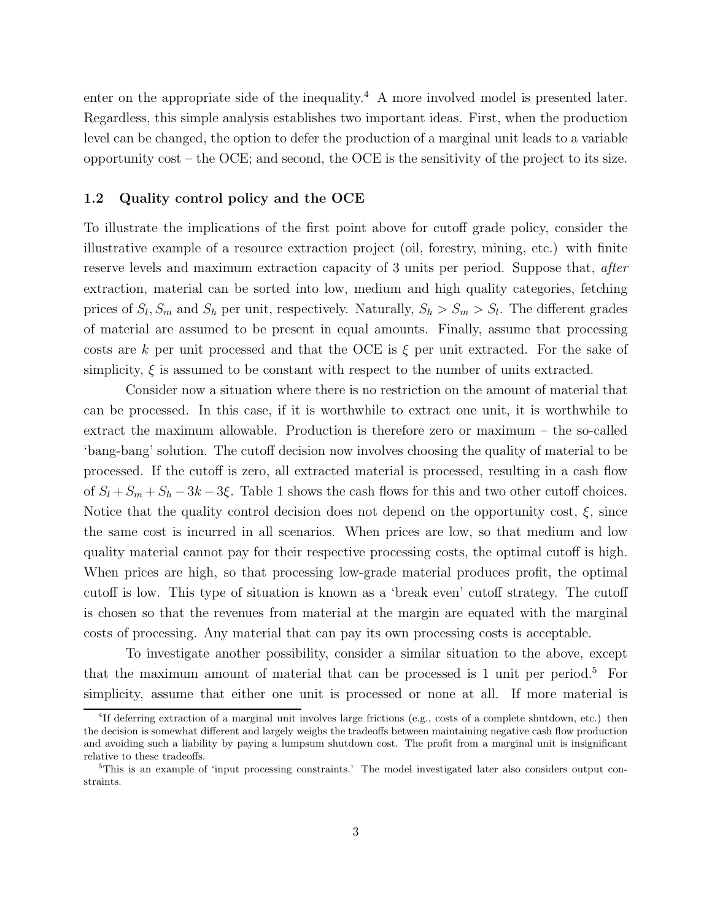enter on the appropriate side of the inequality.[4] A more involved model is presented later. Regardless, this simple analysis establishes two important ideas. First, when the production level can be changed, the option to defer the production of a marginal unit leads to a variable opportunity cost – the OCE; and second, the OCE is the sensitivity of the project to its size.

### 1.2 Quality control policy and the OCE

To illustrate the implications of the first point above for cutoff grade policy, consider the illustrative example of a resource extraction project (oil, forestry, mining, etc.) with finite reserve levels and maximum extraction capacity of 3 units per period. Suppose that, *after* extraction, material can be sorted into low, medium and high quality categories, fetching prices of $S_l, S_m$ and $S_h$ per unit, respectively. Naturally, $S_h > S_m > S_l$. The different grades of material are assumed to be present in equal amounts. Finally, assume that processing costs are $k$ per unit processed and that the OCE is $\xi$ per unit extracted. For the sake of simplicity, $\xi$ is assumed to be constant with respect to the number of units extracted.

Consider now a situation where there is no restriction on the amount of material that can be processed. In this case, if it is worthwhile to extract one unit, it is worthwhile to extract the maximum allowable. Production is therefore zero or maximum – the so-called 'bang-bang' solution. The cutoff decision now involves choosing the quality of material to be processed. If the cutoff is zero, all extracted material is processed, resulting in a cash flow of $S_l + S_m + S_h - 3k - 3\xi$. Table 1 shows the cash flows for this and two other cutoff choices. Notice that the quality control decision does not depend on the opportunity cost, $\xi$, since the same cost is incurred in all scenarios. When prices are low, so that medium and low quality material cannot pay for their respective processing costs, the optimal cutoff is high. When prices are high, so that processing low-grade material produces profit, the optimal cutoff is low. This type of situation is known as a 'break even' cutoff strategy. The cutoff is chosen so that the revenues from material at the margin are equated with the marginal costs of processing. Any material that can pay its own processing costs is acceptable.

To investigate another possibility, consider a similar situation to the above, except that the maximum amount of material that can be processed is 1 unit per period.[5] For simplicity, assume that either one unit is processed or none at all. If more material is

---

[4] If deferring extraction of a marginal unit involves large frictions (e.g., costs of a complete shutdown, etc.) then the decision is somewhat different and largely weighs the tradeoffs between maintaining negative cash flow production and avoiding such a liability by paying a lumpsum shutdown cost. The profit from a marginal unit is insignificant relative to these tradeoffs.

[5] This is an example of 'input processing constraints.' The model investigated later also considers output constraints.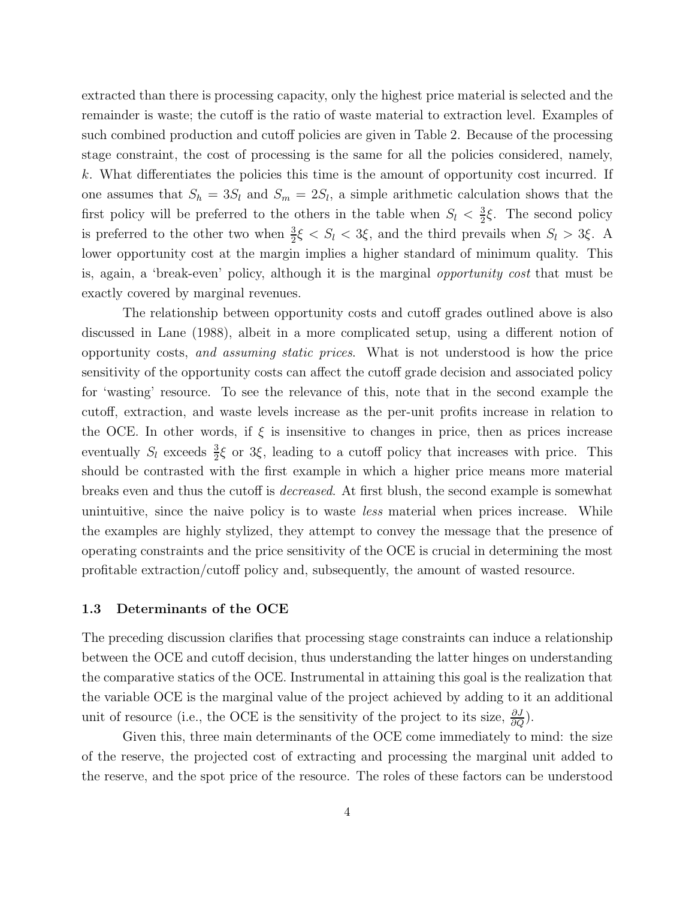extracted than there is processing capacity, only the highest price material is selected and the remainder is waste; the cutoff is the ratio of waste material to extraction level. Examples of such combined production and cutoff policies are given in Table 2. Because of the processing stage constraint, the cost of processing is the same for all the policies considered, namely, $k$. What differentiates the policies this time is the amount of opportunity cost incurred. If one assumes that $S_h = 3S_l$ and $S_m = 2S_l$, a simple arithmetic calculation shows that the first policy will be preferred to the others in the table when $S_l < \frac{3}{2}\xi$. The second policy is preferred to the other two when $\frac{3}{2}\xi < S_l < 3\xi$, and the third prevails when $S_l > 3\xi$. A lower opportunity cost at the margin implies a higher standard of minimum quality. This is, again, a 'break-even' policy, although it is the marginal *opportunity cost* that must be exactly covered by marginal revenues.

The relationship between opportunity costs and cutoff grades outlined above is also discussed in Lane (1988), albeit in a more complicated setup, using a different notion of opportunity costs, *and assuming static prices*. What is not understood is how the price sensitivity of the opportunity costs can affect the cutoff grade decision and associated policy for 'wasting' resource. To see the relevance of this, note that in the second example the cutoff, extraction, and waste levels increase as the per-unit profits increase in relation to the OCE. In other words, if $\xi$ is insensitive to changes in price, then as prices increase eventually $S_l$ exceeds $\frac{3}{2}\xi$ or $3\xi$, leading to a cutoff policy that increases with price. This should be contrasted with the first example in which a higher price means more material breaks even and thus the cutoff is *decreased*. At first blush, the second example is somewhat unintuitive, since the naive policy is to waste *less* material when prices increase. While the examples are highly stylized, they attempt to convey the message that the presence of operating constraints and the price sensitivity of the OCE is crucial in determining the most profitable extraction/cutoff policy and, subsequently, the amount of wasted resource.

### 1.3 Determinants of the OCE

The preceding discussion clarifies that processing stage constraints can induce a relationship between the OCE and cutoff decision, thus understanding the latter hinges on understanding the comparative statics of the OCE. Instrumental in attaining this goal is the realization that the variable OCE is the marginal value of the project achieved by adding to it an additional unit of resource (i.e., the OCE is the sensitivity of the project to its size, $\frac{\partial J}{\partial Q}$).

Given this, three main determinants of the OCE come immediately to mind: the size of the reserve, the projected cost of extracting and processing the marginal unit added to the reserve, and the spot price of the resource. The roles of these factors can be understood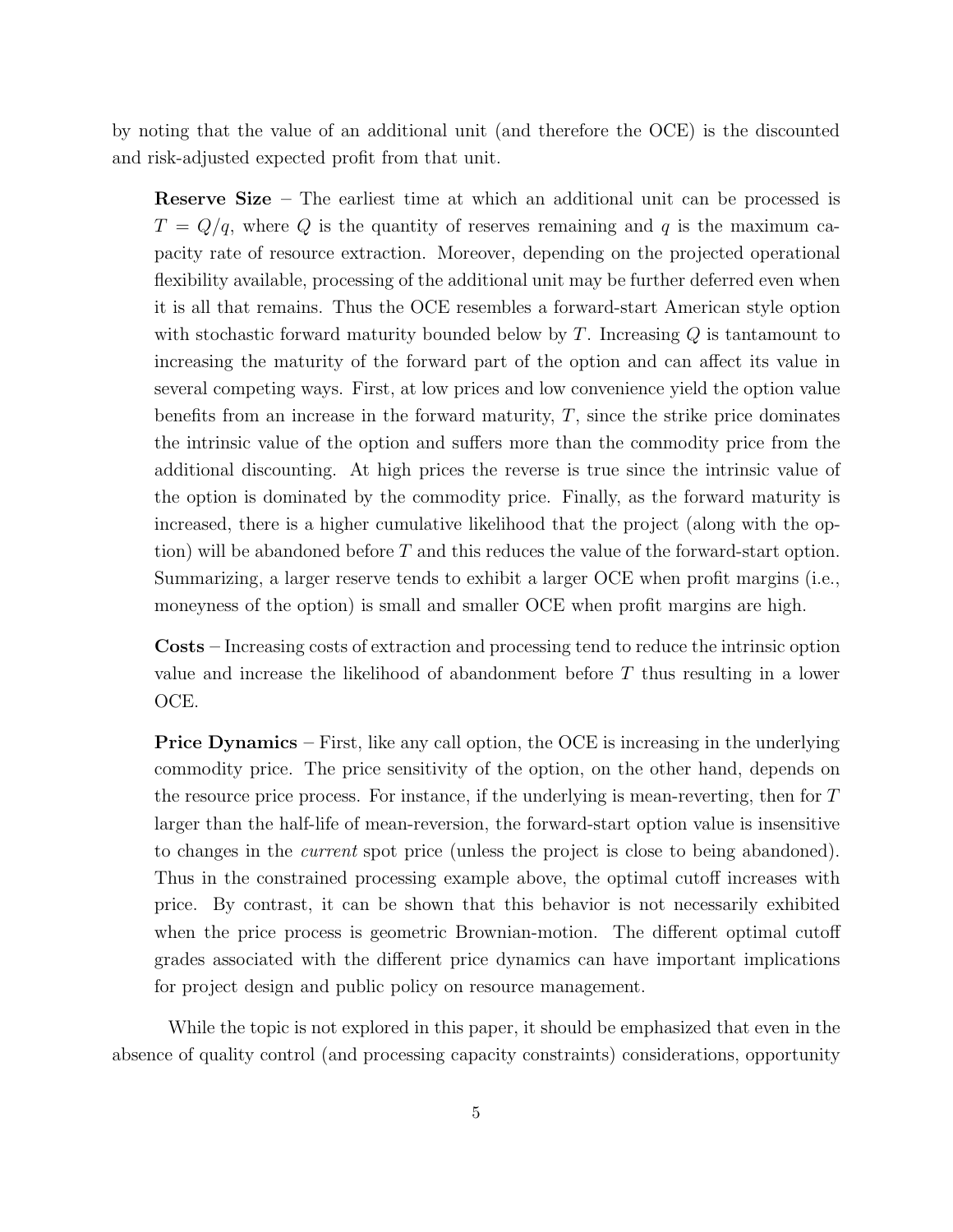by noting that the value of an additional unit (and therefore the OCE) is the discounted and risk-adjusted expected profit from that unit.

> **Reserve Size** – The earliest time at which an additional unit can be processed is $T = Q/q$, where $Q$ is the quantity of reserves remaining and $q$ is the maximum capacity rate of resource extraction. Moreover, depending on the projected operational flexibility available, processing of the additional unit may be further deferred even when it is all that remains. Thus the OCE resembles a forward-start American style option with stochastic forward maturity bounded below by $T$. Increasing $Q$ is tantamount to increasing the maturity of the forward part of the option and can affect its value in several competing ways. First, at low prices and low convenience yield the option value benefits from an increase in the forward maturity, $T$, since the strike price dominates the intrinsic value of the option and suffers more than the commodity price from the additional discounting. At high prices the reverse is true since the intrinsic value of the option is dominated by the commodity price. Finally, as the forward maturity is increased, there is a higher cumulative likelihood that the project (along with the option) will be abandoned before $T$ and this reduces the value of the forward-start option. Summarizing, a larger reserve tends to exhibit a larger OCE when profit margins (i.e., moneyness of the option) is small and smaller OCE when profit margins are high.
>
> **Costs** – Increasing costs of extraction and processing tend to reduce the intrinsic option value and increase the likelihood of abandonment before $T$ thus resulting in a lower OCE.
>
> **Price Dynamics** – First, like any call option, the OCE is increasing in the underlying commodity price. The price sensitivity of the option, on the other hand, depends on the resource price process. For instance, if the underlying is mean-reverting, then for $T$ larger than the half-life of mean-reversion, the forward-start option value is insensitive to changes in the *current* spot price (unless the project is close to being abandoned). Thus in the constrained processing example above, the optimal cutoff increases with price. By contrast, it can be shown that this behavior is not necessarily exhibited when the price process is geometric Brownian-motion. The different optimal cutoff grades associated with the different price dynamics can have important implications for project design and public policy on resource management.

While the topic is not explored in this paper, it should be emphasized that even in the absence of quality control (and processing capacity constraints) considerations, opportunity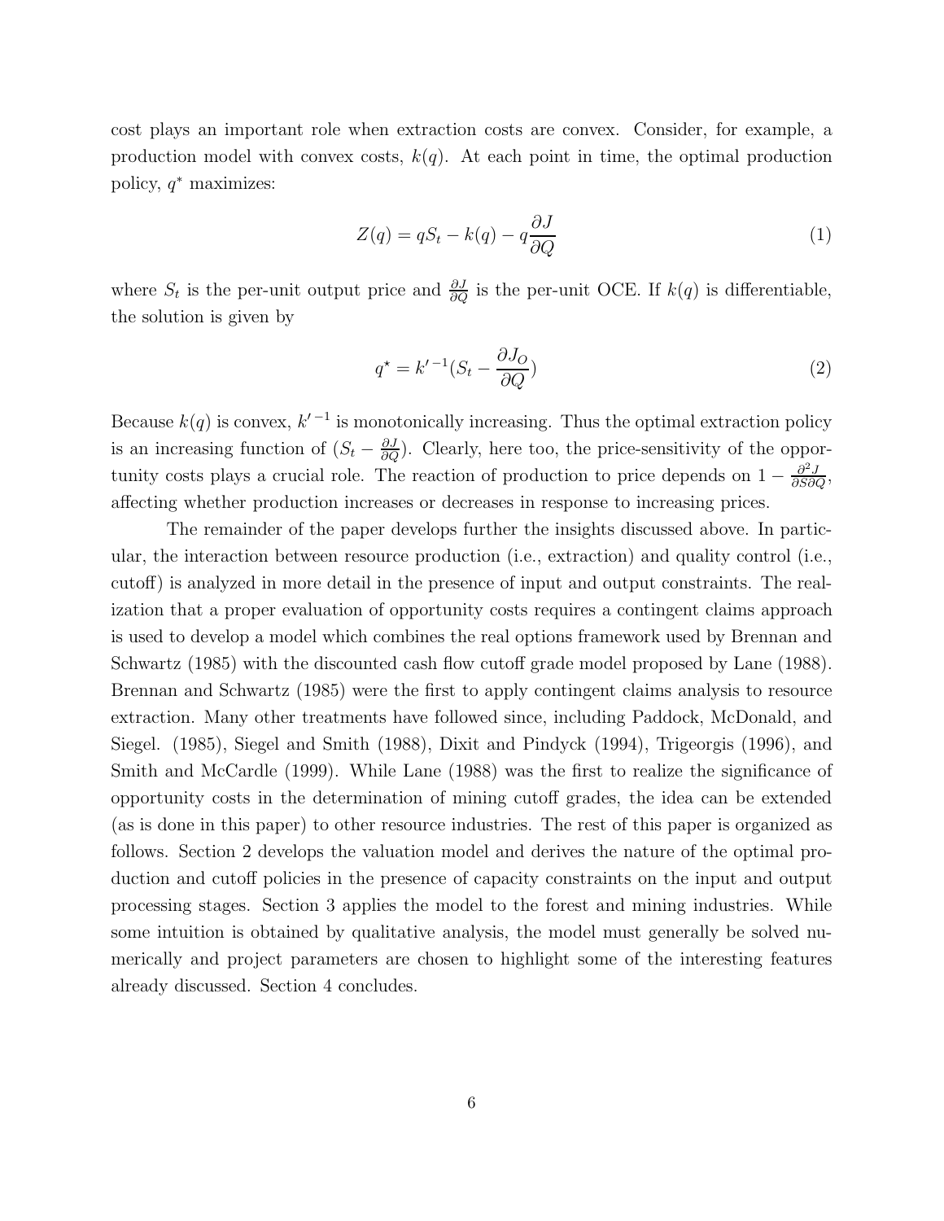cost plays an important role when extraction costs are convex. Consider, for example, a production model with convex costs, $k(q)$. At each point in time, the optimal production policy, $q^*$ maximizes:

$$Z(q) = qS_t - k(q) - q\frac{\partial J}{\partial Q} \tag{1}$$

where $S_t$ is the per-unit output price and $\frac{\partial J}{\partial Q}$ is the per-unit OCE. If $k(q)$ is differentiable, the solution is given by

$$q^\star = k'^{\,-1}(S_t - \frac{\partial J_O}{\partial Q}) \tag{2}$$

Because $k(q)$ is convex, $k'^{\,-1}$ is monotonically increasing. Thus the optimal extraction policy is an increasing function of $(S_t - \frac{\partial J}{\partial Q})$. Clearly, here too, the price-sensitivity of the opportunity costs plays a crucial role. The reaction of production to price depends on $1 - \frac{\partial^2 J}{\partial S \partial Q}$, affecting whether production increases or decreases in response to increasing prices.

The remainder of the paper develops further the insights discussed above. In particular, the interaction between resource production (i.e., extraction) and quality control (i.e., cutoff) is analyzed in more detail in the presence of input and output constraints. The realization that a proper evaluation of opportunity costs requires a contingent claims approach is used to develop a model which combines the real options framework used by Brennan and Schwartz (1985) with the discounted cash flow cutoff grade model proposed by Lane (1988). Brennan and Schwartz (1985) were the first to apply contingent claims analysis to resource extraction. Many other treatments have followed since, including Paddock, McDonald, and Siegel. (1985), Siegel and Smith (1988), Dixit and Pindyck (1994), Trigeorgis (1996), and Smith and McCardle (1999). While Lane (1988) was the first to realize the significance of opportunity costs in the determination of mining cutoff grades, the idea can be extended (as is done in this paper) to other resource industries. The rest of this paper is organized as follows. Section 2 develops the valuation model and derives the nature of the optimal production and cutoff policies in the presence of capacity constraints on the input and output processing stages. Section 3 applies the model to the forest and mining industries. While some intuition is obtained by qualitative analysis, the model must generally be solved numerically and project parameters are chosen to highlight some of the interesting features already discussed. Section 4 concludes.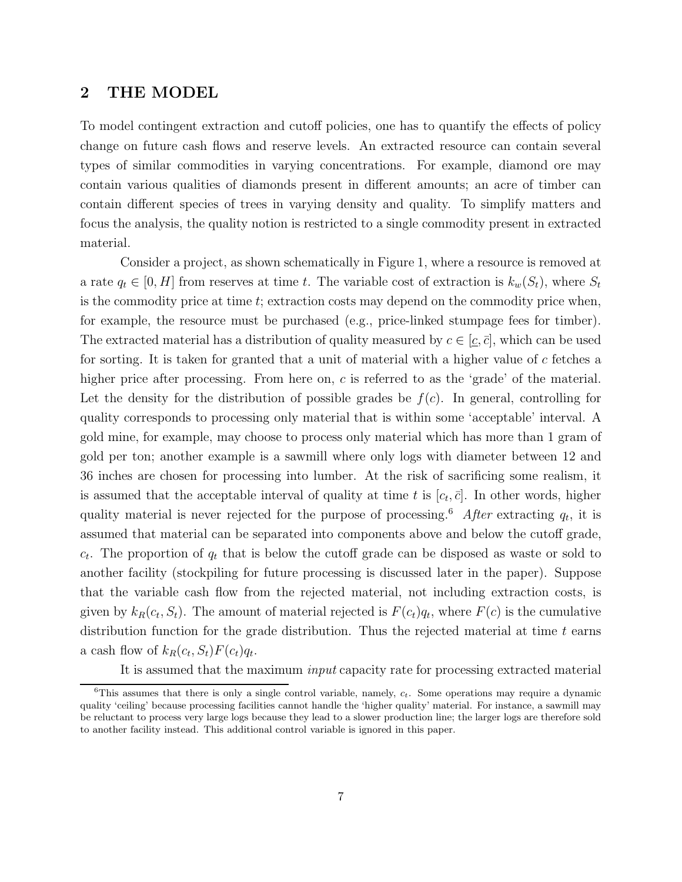## 2 THE MODEL

To model contingent extraction and cutoff policies, one has to quantify the effects of policy change on future cash flows and reserve levels. An extracted resource can contain several types of similar commodities in varying concentrations. For example, diamond ore may contain various qualities of diamonds present in different amounts; an acre of timber can contain different species of trees in varying density and quality. To simplify matters and focus the analysis, the quality notion is restricted to a single commodity present in extracted material.

Consider a project, as shown schematically in Figure 1, where a resource is removed at a rate $q_t \in [0, H]$ from reserves at time $t$. The variable cost of extraction is $k_w(S_t)$, where $S_t$ is the commodity price at time $t$; extraction costs may depend on the commodity price when, for example, the resource must be purchased (e.g., price-linked stumpage fees for timber). The extracted material has a distribution of quality measured by $c \in [\underline{c}, \bar{c}]$, which can be used for sorting. It is taken for granted that a unit of material with a higher value of $c$ fetches a higher price after processing. From here on, $c$ is referred to as the 'grade' of the material. Let the density for the distribution of possible grades be $f(c)$. In general, controlling for quality corresponds to processing only material that is within some 'acceptable' interval. A gold mine, for example, may choose to process only material which has more than 1 gram of gold per ton; another example is a sawmill where only logs with diameter between 12 and 36 inches are chosen for processing into lumber. At the risk of sacrificing some realism, it is assumed that the acceptable interval of quality at time $t$ is $[c_t, \bar{c}]$. In other words, higher quality material is never rejected for the purpose of processing.[6] *After* extracting $q_t$, it is assumed that material can be separated into components above and below the cutoff grade, $c_t$. The proportion of $q_t$ that is below the cutoff grade can be disposed as waste or sold to another facility (stockpiling for future processing is discussed later in the paper). Suppose that the variable cash flow from the rejected material, not including extraction costs, is given by $k_R(c_t, S_t)$. The amount of material rejected is $F(c_t)q_t$, where $F(c)$ is the cumulative distribution function for the grade distribution. Thus the rejected material at time $t$ earns a cash flow of $k_R(c_t, S_t)F(c_t)q_t$.

It is assumed that the maximum *input* capacity rate for processing extracted material

[6] This assumes that there is only a single control variable, namely, $c_t$. Some operations may require a dynamic quality 'ceiling' because processing facilities cannot handle the 'higher quality' material. For instance, a sawmill may be reluctant to process very large logs because they lead to a slower production line; the larger logs are therefore sold to another facility instead. This additional control variable is ignored in this paper.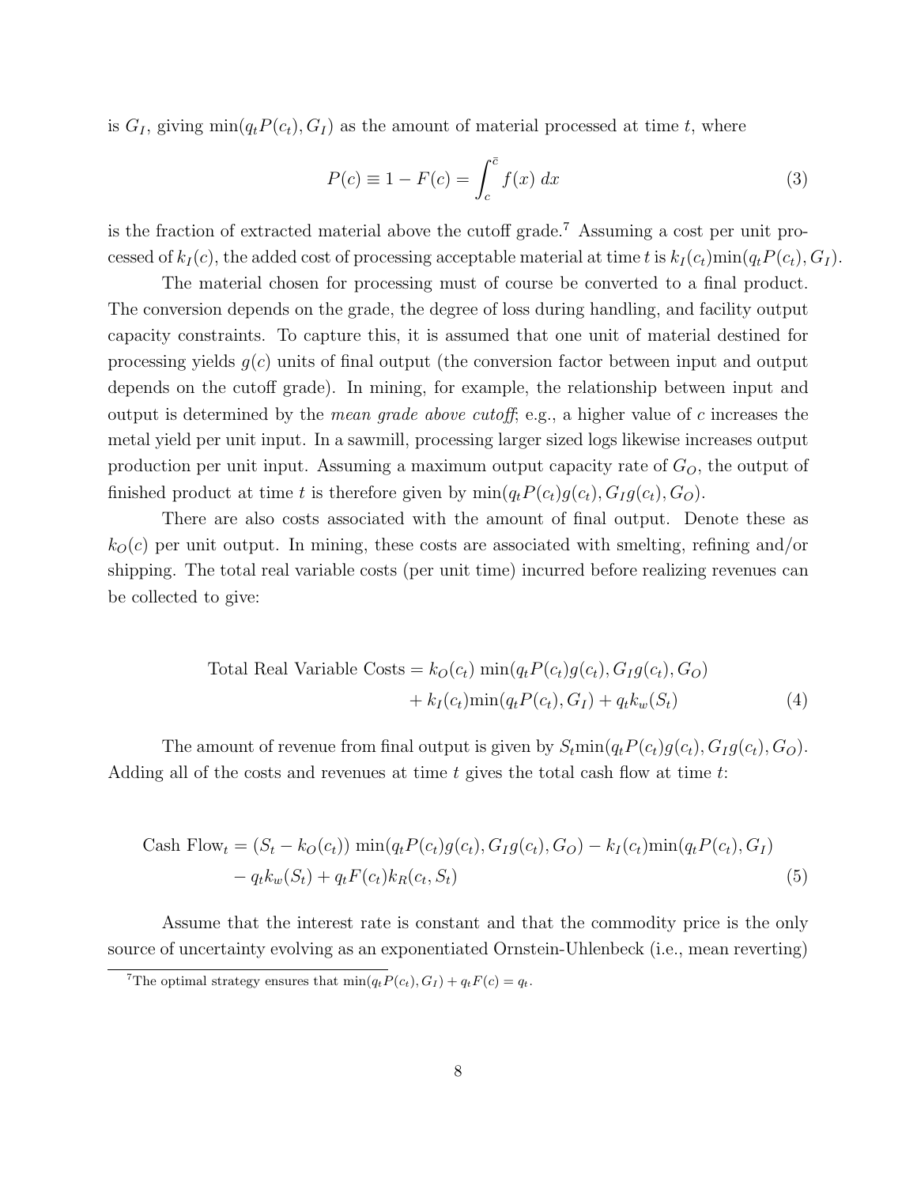is $G_I$, giving $\min(q_t P(c_t), G_I)$ as the amount of material processed at time $t$, where

$$P(c) \equiv 1 - F(c) = \int_c^{\bar{c}} f(x)\, dx \tag{3}$$

is the fraction of extracted material above the cutoff grade.[7] Assuming a cost per unit processed of $k_I(c)$, the added cost of processing acceptable material at time $t$ is $k_I(c_t)\min(q_t P(c_t), G_I)$.

The material chosen for processing must of course be converted to a final product. The conversion depends on the grade, the degree of loss during handling, and facility output capacity constraints. To capture this, it is assumed that one unit of material destined for processing yields $g(c)$ units of final output (the conversion factor between input and output depends on the cutoff grade). In mining, for example, the relationship between input and output is determined by the *mean grade above cutoff*; e.g., a higher value of $c$ increases the metal yield per unit input. In a sawmill, processing larger sized logs likewise increases output production per unit input. Assuming a maximum output capacity rate of $G_O$, the output of finished product at time $t$ is therefore given by $\min(q_t P(c_t) g(c_t), G_I g(c_t), G_O)$.

There are also costs associated with the amount of final output. Denote these as $k_O(c)$ per unit output. In mining, these costs are associated with smelting, refining and/or shipping. The total real variable costs (per unit time) incurred before realizing revenues can be collected to give:

$$\begin{aligned}\text{Total Real Variable Costs} = \; & k_O(c_t)\, \min(q_t P(c_t) g(c_t), G_I g(c_t), G_O) \\ & + k_I(c_t)\min(q_t P(c_t), G_I) + q_t k_w(S_t)\end{aligned} \tag{4}$$

The amount of revenue from final output is given by $S_t \min(q_t P(c_t) g(c_t), G_I g(c_t), G_O)$. Adding all of the costs and revenues at time $t$ gives the total cash flow at time $t$:

$$\begin{aligned}\text{Cash Flow}_t = \; & (S_t - k_O(c_t))\, \min(q_t P(c_t) g(c_t), G_I g(c_t), G_O) - k_I(c_t)\min(q_t P(c_t), G_I) \\ & - q_t k_w(S_t) + q_t F(c_t) k_R(c_t, S_t)\end{aligned} \tag{5}$$

Assume that the interest rate is constant and that the commodity price is the only source of uncertainty evolving as an exponentiated Ornstein-Uhlenbeck (i.e., mean reverting)

[7] The optimal strategy ensures that $\min(q_t P(c_t), G_I) + q_t F(c) = q_t$.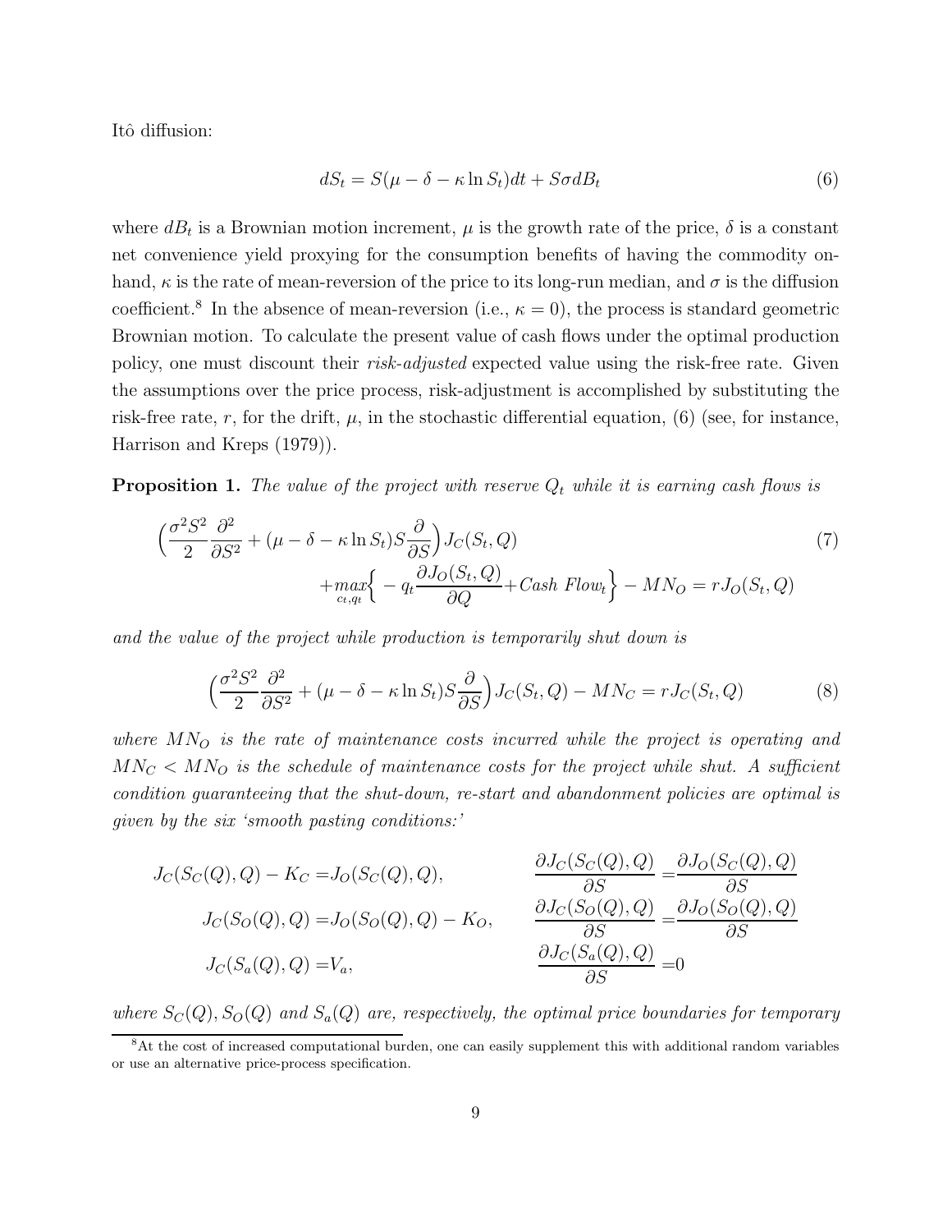Itô diffusion:

$$dS_t = S(\mu - \delta - \kappa \ln S_t)dt + S\sigma dB_t \tag{6}$$

where $dB_t$ is a Brownian motion increment, $\mu$ is the growth rate of the price, $\delta$ is a constant net convenience yield proxying for the consumption benefits of having the commodity on-hand, $\kappa$ is the rate of mean-reversion of the price to its long-run median, and $\sigma$ is the diffusion coefficient.[8] In the absence of mean-reversion (i.e., $\kappa = 0$), the process is standard geometric Brownian motion. To calculate the present value of cash flows under the optimal production policy, one must discount their *risk-adjusted* expected value using the risk-free rate. Given the assumptions over the price process, risk-adjustment is accomplished by substituting the risk-free rate, $r$, for the drift, $\mu$, in the stochastic differential equation, (6) (see, for instance, Harrison and Kreps (1979)).

**Proposition 1.** *The value of the project with reserve $Q_t$ while it is earning cash flows is*

$$\begin{aligned}\Big(\frac{\sigma^2 S^2}{2}\frac{\partial^2}{\partial S^2} + (\mu - \delta - \kappa \ln S_t)S\frac{\partial}{\partial S}\Big)J_C(S_t, Q) \\ + \max_{c_t, q_t}\Big\{ -q_t \frac{\partial J_O(S_t, Q)}{\partial Q} + Cash\ Flow_t \Big\} - MN_O = rJ_O(S_t, Q)\end{aligned} \tag{7}$$

*and the value of the project while production is temporarily shut down is*

$$\Big(\frac{\sigma^2 S^2}{2}\frac{\partial^2}{\partial S^2} + (\mu - \delta - \kappa \ln S_t)S\frac{\partial}{\partial S}\Big)J_C(S_t, Q) - MN_C = rJ_C(S_t, Q) \tag{8}$$

*where $MN_O$ is the rate of maintenance costs incurred while the project is operating and $MN_C < MN_O$ is the schedule of maintenance costs for the project while shut. A sufficient condition guaranteeing that the shut-down, re-start and abandonment policies are optimal is given by the six 'smooth pasting conditions:'*

$$\begin{aligned}
J_C(S_C(Q), Q) - K_C &= J_O(S_C(Q), Q), & \frac{\partial J_C(S_C(Q), Q)}{\partial S} &= \frac{\partial J_O(S_C(Q), Q)}{\partial S} \\
J_C(S_O(Q), Q) &= J_O(S_O(Q), Q) - K_O, & \frac{\partial J_C(S_O(Q), Q)}{\partial S} &= \frac{\partial J_O(S_O(Q), Q)}{\partial S} \\
J_C(S_a(Q), Q) &= V_a, & \frac{\partial J_C(S_a(Q), Q)}{\partial S} &= 0
\end{aligned}$$

*where $S_C(Q)$, $S_O(Q)$ and $S_a(Q)$ are, respectively, the optimal price boundaries for temporary*

[8] At the cost of increased computational burden, one can easily supplement this with additional random variables or use an alternative price-process specification.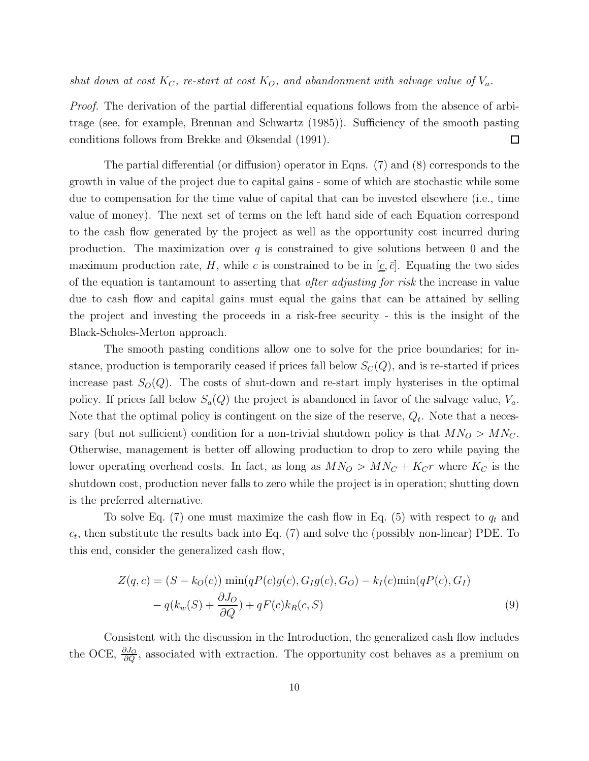*shut down at cost $K_C$, re-start at cost $K_O$, and abandonment with salvage value of $V_a$.*

*Proof.* The derivation of the partial differential equations follows from the absence of arbitrage (see, for example, Brennan and Schwartz (1985)). Sufficiency of the smooth pasting conditions follows from Brekke and Øksendal (1991). □

The partial differential (or diffusion) operator in Eqns. (7) and (8) corresponds to the growth in value of the project due to capital gains - some of which are stochastic while some due to compensation for the time value of capital that can be invested elsewhere (i.e., time value of money). The next set of terms on the left hand side of each Equation correspond to the cash flow generated by the project as well as the opportunity cost incurred during production. The maximization over $q$ is constrained to give solutions between 0 and the maximum production rate, $H$, while $c$ is constrained to be in $[\underline{c}, \bar{c}]$. Equating the two sides of the equation is tantamount to asserting that *after adjusting for risk* the increase in value due to cash flow and capital gains must equal the gains that can be attained by selling the project and investing the proceeds in a risk-free security - this is the insight of the Black-Scholes-Merton approach.

The smooth pasting conditions allow one to solve for the price boundaries; for instance, production is temporarily ceased if prices fall below $S_C(Q)$, and is re-started if prices increase past $S_O(Q)$. The costs of shut-down and re-start imply hysterises in the optimal policy. If prices fall below $S_a(Q)$ the project is abandoned in favor of the salvage value, $V_a$. Note that the optimal policy is contingent on the size of the reserve, $Q_t$. Note that a necessary (but not sufficient) condition for a non-trivial shutdown policy is that $MN_O > MN_C$. Otherwise, management is better off allowing production to drop to zero while paying the lower operating overhead costs. In fact, as long as $MN_O > MN_C + K_C r$ where $K_C$ is the shutdown cost, production never falls to zero while the project is in operation; shutting down is the preferred alternative.

To solve Eq. (7) one must maximize the cash flow in Eq. (5) with respect to $q_t$ and $c_t$, then substitute the results back into Eq. (7) and solve the (possibly non-linear) PDE. To this end, consider the generalized cash flow,

$$
\begin{aligned}
Z(q,c) = {} & (S - k_O(c)) \min(qP(c)g(c), G_I g(c), G_O) - k_I(c)\min(qP(c), G_I) \\
& - q(k_w(S) + \frac{\partial J_O}{\partial Q}) + qF(c)k_R(c,S)
\end{aligned}
\tag{9}
$$

Consistent with the discussion in the Introduction, the generalized cash flow includes the OCE, $\frac{\partial J_O}{\partial Q}$, associated with extraction. The opportunity cost behaves as a premium on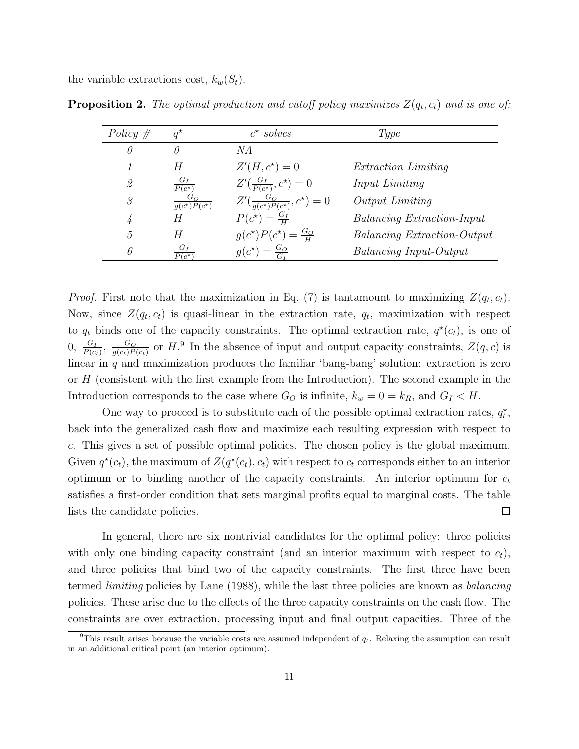the variable extractions cost, $k_w(S_t)$.

**Proposition 2.** *The optimal production and cutoff policy maximizes $Z(q_t, c_t)$ and is one of:*

| *Policy #* | $q^\star$ | $c^\star$ *solves* | *Type* |
|---|---|---|---|
| *0* | *0* | *NA* | |
| *1* | $H$ | $Z'(H, c^\star) = 0$ | *Extraction Limiting* |
| *2* | $\frac{G_I}{P(c^\star)}$ | $Z'(\frac{G_I}{P(c^\star)}, c^\star) = 0$ | *Input Limiting* |
| *3* | $\frac{G_O}{g(c^\star)P(c^\star)}$ | $Z'(\frac{G_O}{g(c^\star)P(c^\star)}, c^\star) = 0$ | *Output Limiting* |
| *4* | $H$ | $P(c^\star) = \frac{G_I}{H}$ | *Balancing Extraction-Input* |
| *5* | $H$ | $g(c^\star)P(c^\star) = \frac{G_O}{H}$ | *Balancing Extraction-Output* |
| *6* | $\frac{G_I}{P(c^\star)}$ | $g(c^\star) = \frac{G_O}{G_I}$ | *Balancing Input-Output* |

*Proof.* First note that the maximization in Eq. (7) is tantamount to maximizing $Z(q_t, c_t)$. Now, since $Z(q_t, c_t)$ is quasi-linear in the extraction rate, $q_t$, maximization with respect to $q_t$ binds one of the capacity constraints. The optimal extraction rate, $q^\star(c_t)$, is one of $0$, $\frac{G_I}{P(c_t)}$, $\frac{G_O}{g(c_t)P(c_t)}$ or $H$.[9] In the absence of input and output capacity constraints, $Z(q, c)$ is linear in $q$ and maximization produces the familiar 'bang-bang' solution: extraction is zero or $H$ (consistent with the first example from the Introduction). The second example in the Introduction corresponds to the case where $G_O$ is infinite, $k_w = 0 = k_R$, and $G_I < H$.

One way to proceed is to substitute each of the possible optimal extraction rates, $q_t^\star$, back into the generalized cash flow and maximize each resulting expression with respect to $c$. This gives a set of possible optimal policies. The chosen policy is the global maximum. Given $q^\star(c_t)$, the maximum of $Z(q^\star(c_t), c_t)$ with respect to $c_t$ corresponds either to an interior optimum or to binding another of the capacity constraints. An interior optimum for $c_t$ satisfies a first-order condition that sets marginal profits equal to marginal costs. The table lists the candidate policies. □

In general, there are six nontrivial candidates for the optimal policy: three policies with only one binding capacity constraint (and an interior maximum with respect to $c_t$), and three policies that bind two of the capacity constraints. The first three have been termed *limiting* policies by Lane (1988), while the last three policies are known as *balancing* policies. These arise due to the effects of the three capacity constraints on the cash flow. The constraints are over extraction, processing input and final output capacities. Three of the

[9]This result arises because the variable costs are assumed independent of $q_t$. Relaxing the assumption can result in an additional critical point (an interior optimum).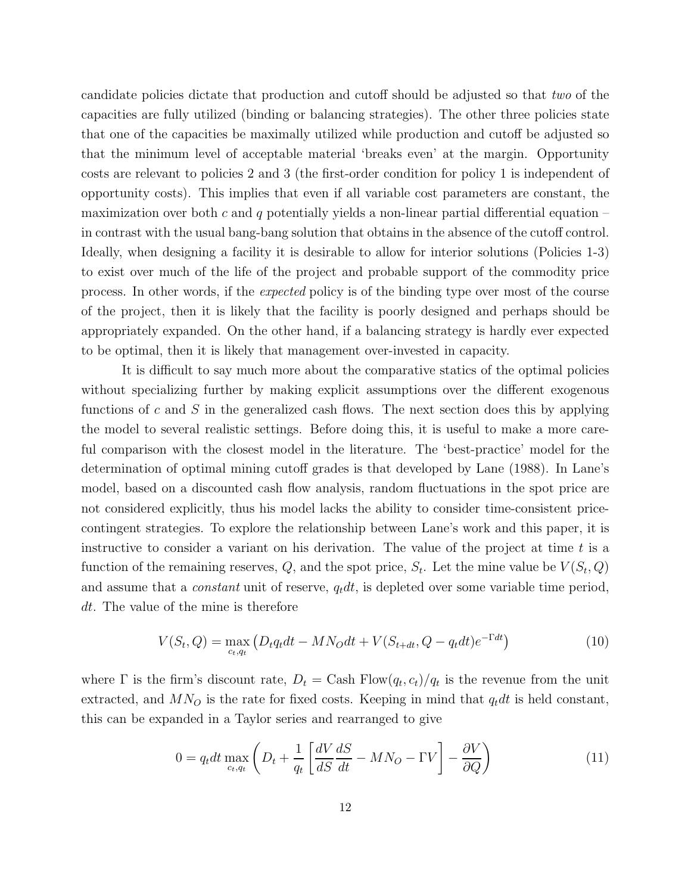candidate policies dictate that production and cutoff should be adjusted so that *two* of the capacities are fully utilized (binding or balancing strategies). The other three policies state that one of the capacities be maximally utilized while production and cutoff be adjusted so that the minimum level of acceptable material 'breaks even' at the margin. Opportunity costs are relevant to policies 2 and 3 (the first-order condition for policy 1 is independent of opportunity costs). This implies that even if all variable cost parameters are constant, the maximization over both $c$ and $q$ potentially yields a non-linear partial differential equation – in contrast with the usual bang-bang solution that obtains in the absence of the cutoff control. Ideally, when designing a facility it is desirable to allow for interior solutions (Policies 1-3) to exist over much of the life of the project and probable support of the commodity price process. In other words, if the *expected* policy is of the binding type over most of the course of the project, then it is likely that the facility is poorly designed and perhaps should be appropriately expanded. On the other hand, if a balancing strategy is hardly ever expected to be optimal, then it is likely that management over-invested in capacity.

It is difficult to say much more about the comparative statics of the optimal policies without specializing further by making explicit assumptions over the different exogenous functions of $c$ and $S$ in the generalized cash flows. The next section does this by applying the model to several realistic settings. Before doing this, it is useful to make a more careful comparison with the closest model in the literature. The 'best-practice' model for the determination of optimal mining cutoff grades is that developed by Lane (1988). In Lane's model, based on a discounted cash flow analysis, random fluctuations in the spot price are not considered explicitly, thus his model lacks the ability to consider time-consistent price-contingent strategies. To explore the relationship between Lane's work and this paper, it is instructive to consider a variant on his derivation. The value of the project at time $t$ is a function of the remaining reserves, $Q$, and the spot price, $S_t$. Let the mine value be $V(S_t, Q)$ and assume that a *constant* unit of reserve, $q_t dt$, is depleted over some variable time period, $dt$. The value of the mine is therefore

$$V(S_t, Q) = \max_{c_t, q_t} \left( D_t q_t dt - MN_O dt + V(S_{t+dt}, Q - q_t dt) e^{-\Gamma dt} \right) \tag{10}$$

where $\Gamma$ is the firm's discount rate, $D_t = \text{Cash Flow}(q_t, c_t)/q_t$ is the revenue from the unit extracted, and $MN_O$ is the rate for fixed costs. Keeping in mind that $q_t dt$ is held constant, this can be expanded in a Taylor series and rearranged to give

$$0 = q_t dt \max_{c_t, q_t} \left( D_t + \frac{1}{q_t} \left[ \frac{dV}{dS} \frac{dS}{dt} - MN_O - \Gamma V \right] - \frac{\partial V}{\partial Q} \right) \tag{11}$$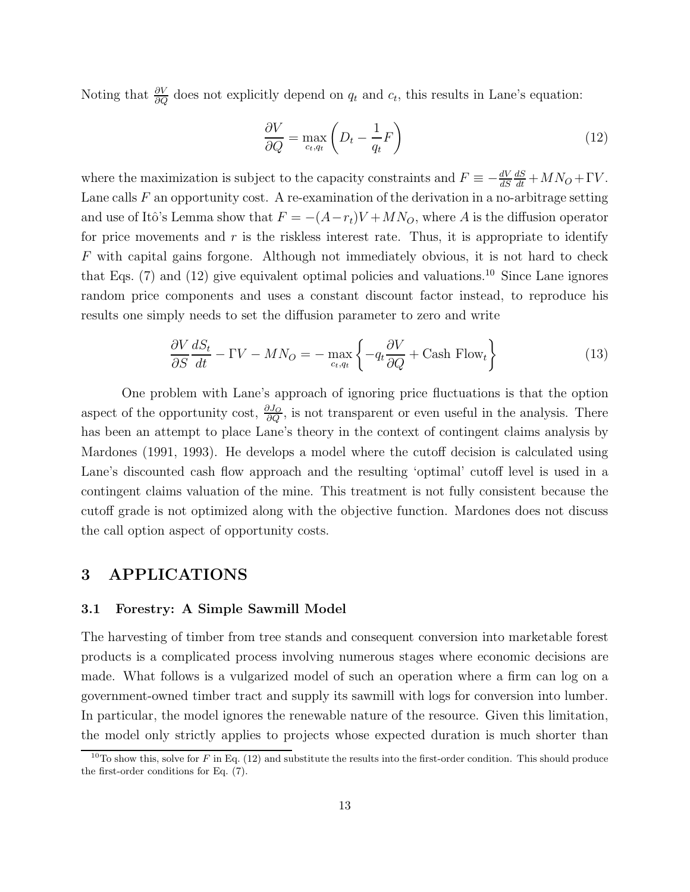Noting that $\frac{\partial V}{\partial Q}$ does not explicitly depend on $q_t$ and $c_t$, this results in Lane's equation:

$$\frac{\partial V}{\partial Q} = \max_{c_t, q_t} \left( D_t - \frac{1}{q_t} F \right) \tag{12}$$

where the maximization is subject to the capacity constraints and $F \equiv -\frac{dV}{dS}\frac{dS}{dt} + MN_O + \Gamma V$. Lane calls $F$ an opportunity cost. A re-examination of the derivation in a no-arbitrage setting and use of Itô's Lemma show that $F = -(A - r_t)V + MN_O$, where $A$ is the diffusion operator for price movements and $r$ is the riskless interest rate. Thus, it is appropriate to identify $F$ with capital gains forgone. Although not immediately obvious, it is not hard to check that Eqs. (7) and (12) give equivalent optimal policies and valuations.[10] Since Lane ignores random price components and uses a constant discount factor instead, to reproduce his results one simply needs to set the diffusion parameter to zero and write

$$\frac{\partial V}{\partial S}\frac{dS_t}{dt} - \Gamma V - MN_O = -\max_{c_t, q_t} \left\{ -q_t \frac{\partial V}{\partial Q} + \text{Cash Flow}_t \right\} \tag{13}$$

One problem with Lane's approach of ignoring price fluctuations is that the option aspect of the opportunity cost, $\frac{\partial J_O}{\partial Q}$, is not transparent or even useful in the analysis. There has been an attempt to place Lane's theory in the context of contingent claims analysis by Mardones (1991, 1993). He develops a model where the cutoff decision is calculated using Lane's discounted cash flow approach and the resulting 'optimal' cutoff level is used in a contingent claims valuation of the mine. This treatment is not fully consistent because the cutoff grade is not optimized along with the objective function. Mardones does not discuss the call option aspect of opportunity costs.

# 3 APPLICATIONS

## 3.1 Forestry: A Simple Sawmill Model

The harvesting of timber from tree stands and consequent conversion into marketable forest products is a complicated process involving numerous stages where economic decisions are made. What follows is a vulgarized model of such an operation where a firm can log on a government-owned timber tract and supply its sawmill with logs for conversion into lumber. In particular, the model ignores the renewable nature of the resource. Given this limitation, the model only strictly applies to projects whose expected duration is much shorter than

[10] To show this, solve for $F$ in Eq. (12) and substitute the results into the first-order condition. This should produce the first-order conditions for Eq. (7).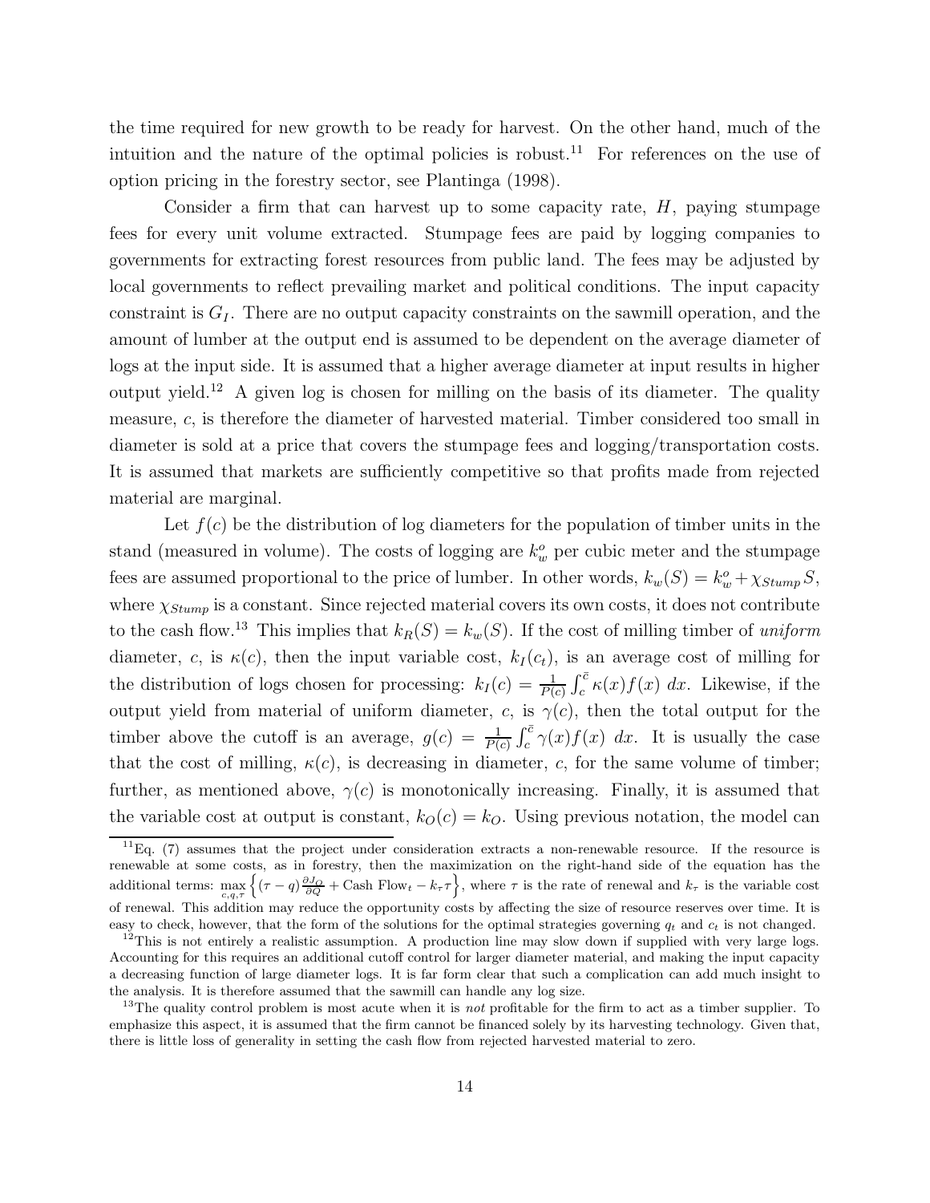the time required for new growth to be ready for harvest. On the other hand, much of the intuition and the nature of the optimal policies is robust.[11] For references on the use of option pricing in the forestry sector, see Plantinga (1998).

Consider a firm that can harvest up to some capacity rate, $H$, paying stumpage fees for every unit volume extracted. Stumpage fees are paid by logging companies to governments for extracting forest resources from public land. The fees may be adjusted by local governments to reflect prevailing market and political conditions. The input capacity constraint is $G_I$. There are no output capacity constraints on the sawmill operation, and the amount of lumber at the output end is assumed to be dependent on the average diameter of logs at the input side. It is assumed that a higher average diameter at input results in higher output yield.[12] A given log is chosen for milling on the basis of its diameter. The quality measure, $c$, is therefore the diameter of harvested material. Timber considered too small in diameter is sold at a price that covers the stumpage fees and logging/transportation costs. It is assumed that markets are sufficiently competitive so that profits made from rejected material are marginal.

Let $f(c)$ be the distribution of log diameters for the population of timber units in the stand (measured in volume). The costs of logging are $k_w^o$ per cubic meter and the stumpage fees are assumed proportional to the price of lumber. In other words, $k_w(S) = k_w^o + \chi_{Stump} S$, where $\chi_{Stump}$ is a constant. Since rejected material covers its own costs, it does not contribute to the cash flow.[13] This implies that $k_R(S) = k_w(S)$. If the cost of milling timber of *uniform* diameter, $c$, is $\kappa(c)$, then the input variable cost, $k_I(c_t)$, is an average cost of milling for the distribution of logs chosen for processing: $k_I(c) = \frac{1}{P(c)} \int_c^{\bar{c}} \kappa(x) f(x)\ dx$. Likewise, if the output yield from material of uniform diameter, $c$, is $\gamma(c)$, then the total output for the timber above the cutoff is an average, $g(c) = \frac{1}{P(c)} \int_c^{\bar{c}} \gamma(x) f(x)\ dx$. It is usually the case that the cost of milling, $\kappa(c)$, is decreasing in diameter, $c$, for the same volume of timber; further, as mentioned above, $\gamma(c)$ is monotonically increasing. Finally, it is assumed that the variable cost at output is constant, $k_O(c) = k_O$. Using previous notation, the model can

[11] Eq. (7) assumes that the project under consideration extracts a non-renewable resource. If the resource is renewable at some costs, as in forestry, then the maximization on the right-hand side of the equation has the additional terms: $\max_{c,q,\tau} \left\{ (\tau - q) \frac{\partial J_O}{\partial Q} + \text{Cash Flow}_t - k_\tau \tau \right\}$, where $\tau$ is the rate of renewal and $k_\tau$ is the variable cost of renewal. This addition may reduce the opportunity costs by affecting the size of resource reserves over time. It is easy to check, however, that the form of the solutions for the optimal strategies governing $q_t$ and $c_t$ is not changed.

[12] This is not entirely a realistic assumption. A production line may slow down if supplied with very large logs. Accounting for this requires an additional cutoff control for larger diameter material, and making the input capacity a decreasing function of large diameter logs. It is far form clear that such a complication can add much insight to the analysis. It is therefore assumed that the sawmill can handle any log size.

[13] The quality control problem is most acute when it is *not* profitable for the firm to act as a timber supplier. To emphasize this aspect, it is assumed that the firm cannot be financed solely by its harvesting technology. Given that, there is little loss of generality in setting the cash flow from rejected harvested material to zero.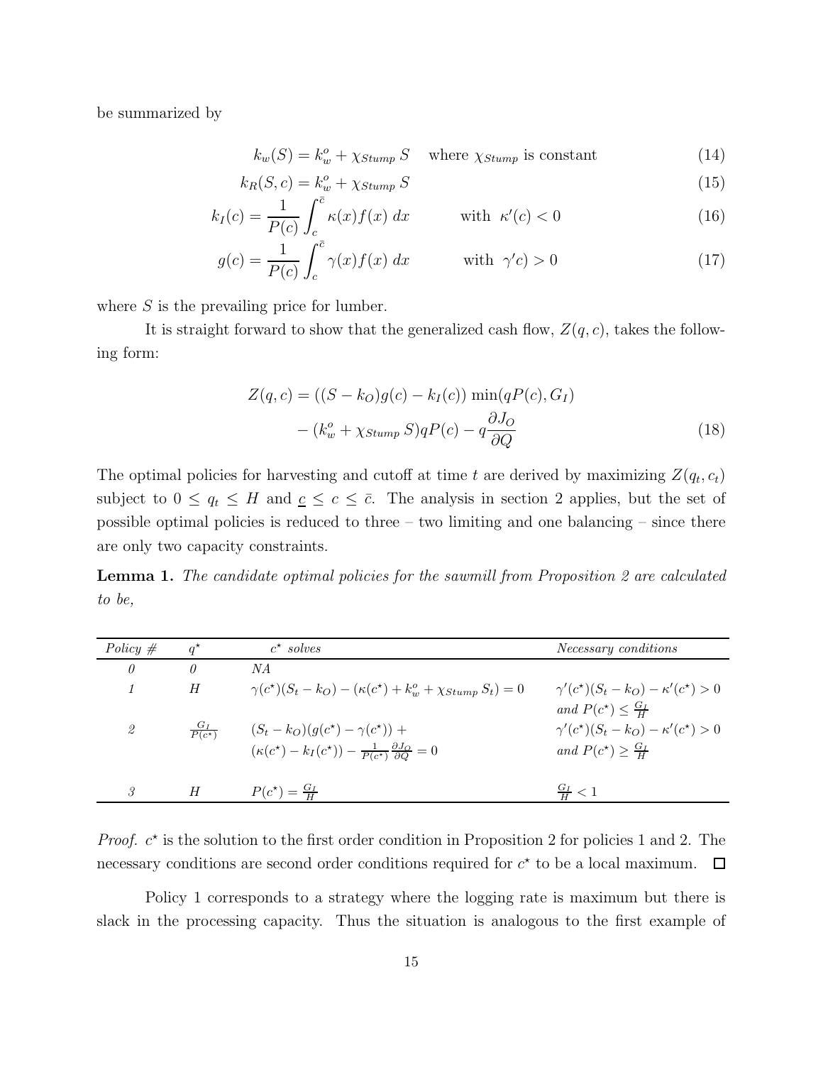be summarized by

$$k_w(S) = k_w^o + \chi_{Stump}\, S \quad \text{where } \chi_{Stump} \text{ is constant} \tag{14}$$

$$k_R(S, c) = k_w^o + \chi_{Stump}\, S \tag{15}$$

$$k_I(c) = \frac{1}{P(c)} \int_c^{\bar{c}} \kappa(x) f(x)\, dx \qquad \text{with } \kappa'(c) < 0 \tag{16}$$

$$g(c) = \frac{1}{P(c)} \int_c^{\bar{c}} \gamma(x) f(x)\, dx \qquad \text{with } \gamma'c) > 0 \tag{17}$$

where $S$ is the prevailing price for lumber.

It is straight forward to show that the generalized cash flow, $Z(q, c)$, takes the following form:

$$\begin{aligned} Z(q, c) = &\left((S - k_O)g(c) - k_I(c)\right) \min(qP(c), G_I) \\ &- (k_w^o + \chi_{Stump}\, S)qP(c) - q\frac{\partial J_O}{\partial Q} \end{aligned} \tag{18}$$

The optimal policies for harvesting and cutoff at time $t$ are derived by maximizing $Z(q_t, c_t)$ subject to $0 \leq q_t \leq H$ and $\underline{c} \leq c \leq \bar{c}$. The analysis in section 2 applies, but the set of possible optimal policies is reduced to three – two limiting and one balancing – since there are only two capacity constraints.

**Lemma 1.** *The candidate optimal policies for the sawmill from Proposition 2 are calculated to be,*

| *Policy #* | $q^\star$ | $c^\star$ *solves* | *Necessary conditions* |
|---|---|---|---|
| *0* | *0* | *NA* | |
| *1* | $H$ | $\gamma(c^\star)(S_t - k_O) - (\kappa(c^\star) + k_w^o + \chi_{Stump}\, S_t) = 0$ | $\gamma'(c^\star)(S_t - k_O) - \kappa'(c^\star) > 0$ *and* $P(c^\star) \leq \frac{G_I}{H}$ |
| *2* | $\frac{G_I}{P(c^\star)}$ | $(S_t - k_O)(g(c^\star) - \gamma(c^\star)) + (\kappa(c^\star) - k_I(c^\star)) - \frac{1}{P(c^\star)}\frac{\partial J_O}{\partial Q} = 0$ | $\gamma'(c^\star)(S_t - k_O) - \kappa'(c^\star) > 0$ *and* $P(c^\star) \geq \frac{G_I}{H}$ |
| *3* | $H$ | $P(c^\star) = \frac{G_I}{H}$ | $\frac{G_I}{H} < 1$ |

*Proof.* $c^\star$ is the solution to the first order condition in Proposition 2 for policies 1 and 2. The necessary conditions are second order conditions required for $c^\star$ to be a local maximum. □

Policy 1 corresponds to a strategy where the logging rate is maximum but there is slack in the processing capacity. Thus the situation is analogous to the first example of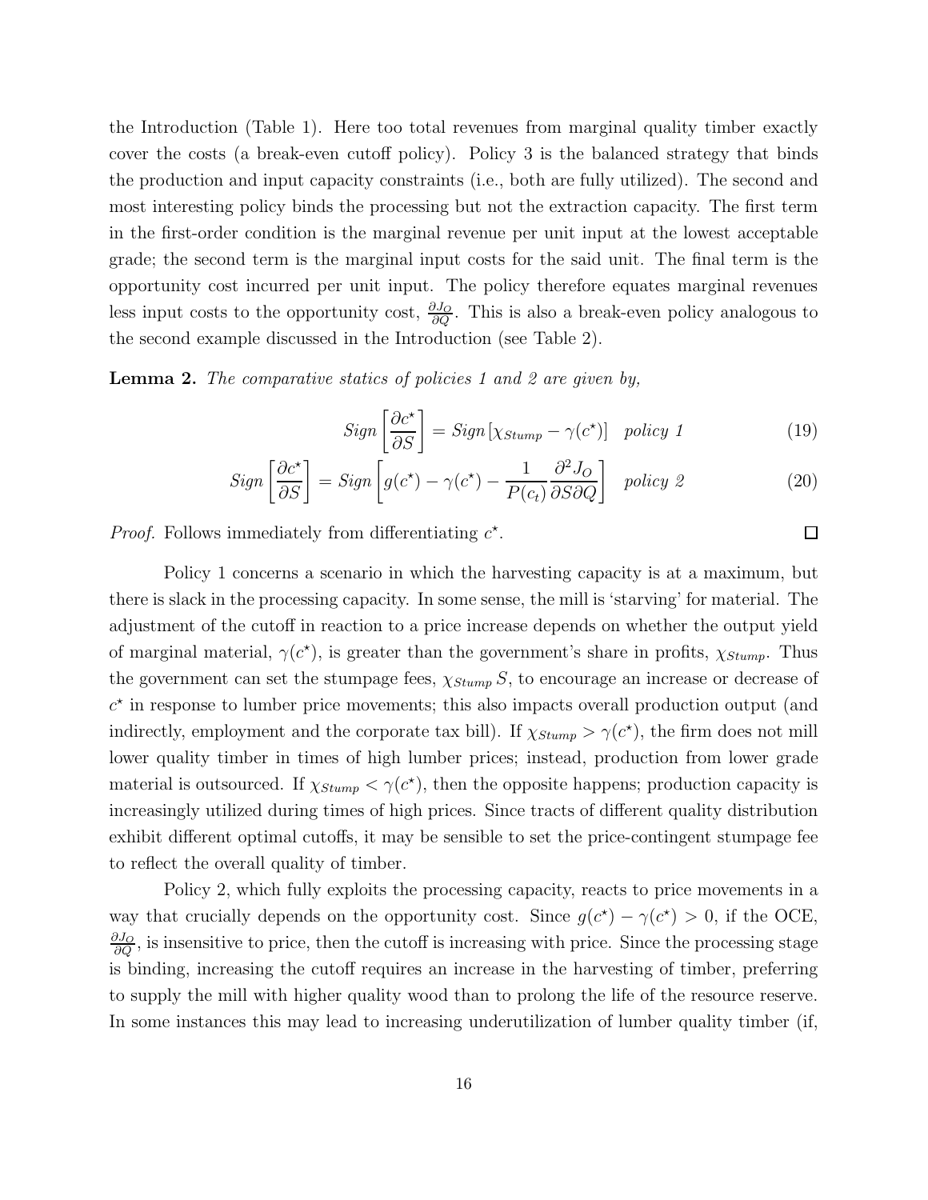the Introduction (Table 1). Here too total revenues from marginal quality timber exactly cover the costs (a break-even cutoff policy). Policy 3 is the balanced strategy that binds the production and input capacity constraints (i.e., both are fully utilized). The second and most interesting policy binds the processing but not the extraction capacity. The first term in the first-order condition is the marginal revenue per unit input at the lowest acceptable grade; the second term is the marginal input costs for the said unit. The final term is the opportunity cost incurred per unit input. The policy therefore equates marginal revenues less input costs to the opportunity cost, $\frac{\partial J_O}{\partial Q}$. This is also a break-even policy analogous to the second example discussed in the Introduction (see Table 2).

**Lemma 2.** *The comparative statics of policies 1 and 2 are given by,*

$$Sign\left[\frac{\partial c^\star}{\partial S}\right] = Sign\left[\chi_{Stump} - \gamma(c^\star)\right] \quad \text{policy 1} \tag{19}$$

$$Sign\left[\frac{\partial c^\star}{\partial S}\right] = Sign\left[g(c^\star) - \gamma(c^\star) - \frac{1}{P(c_t)}\frac{\partial^2 J_O}{\partial S \partial Q}\right] \quad \text{policy 2} \tag{20}$$

*Proof.* Follows immediately from differentiating $c^\star$. □

Policy 1 concerns a scenario in which the harvesting capacity is at a maximum, but there is slack in the processing capacity. In some sense, the mill is 'starving' for material. The adjustment of the cutoff in reaction to a price increase depends on whether the output yield of marginal material, $\gamma(c^\star)$, is greater than the government's share in profits, $\chi_{Stump}$. Thus the government can set the stumpage fees, $\chi_{Stump}\, S$, to encourage an increase or decrease of $c^\star$ in response to lumber price movements; this also impacts overall production output (and indirectly, employment and the corporate tax bill). If $\chi_{Stump} > \gamma(c^\star)$, the firm does not mill lower quality timber in times of high lumber prices; instead, production from lower grade material is outsourced. If $\chi_{Stump} < \gamma(c^\star)$, then the opposite happens; production capacity is increasingly utilized during times of high prices. Since tracts of different quality distribution exhibit different optimal cutoffs, it may be sensible to set the price-contingent stumpage fee to reflect the overall quality of timber.

Policy 2, which fully exploits the processing capacity, reacts to price movements in a way that crucially depends on the opportunity cost. Since $g(c^\star) - \gamma(c^\star) > 0$, if the OCE, $\frac{\partial J_O}{\partial Q}$, is insensitive to price, then the cutoff is increasing with price. Since the processing stage is binding, increasing the cutoff requires an increase in the harvesting of timber, preferring to supply the mill with higher quality wood than to prolong the life of the resource reserve. In some instances this may lead to increasing underutilization of lumber quality timber (if,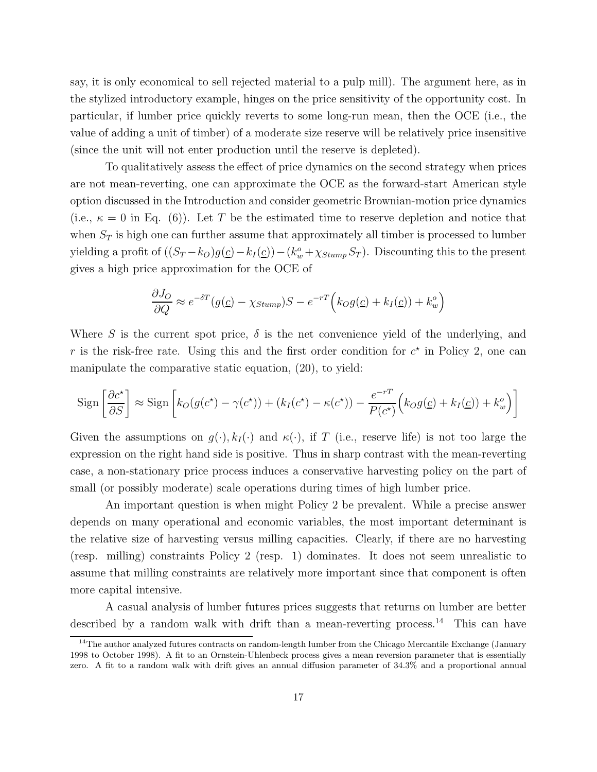say, it is only economical to sell rejected material to a pulp mill). The argument here, as in the stylized introductory example, hinges on the price sensitivity of the opportunity cost. In particular, if lumber price quickly reverts to some long-run mean, then the OCE (i.e., the value of adding a unit of timber) of a moderate size reserve will be relatively price insensitive (since the unit will not enter production until the reserve is depleted).

To qualitatively assess the effect of price dynamics on the second strategy when prices are not mean-reverting, one can approximate the OCE as the forward-start American style option discussed in the Introduction and consider geometric Brownian-motion price dynamics (i.e., $\kappa = 0$ in Eq. (6)). Let $T$ be the estimated time to reserve depletion and notice that when $S_T$ is high one can further assume that approximately all timber is processed to lumber yielding a profit of $((S_T - k_O)g(\underline{c}) - k_I(\underline{c})) - (k_w^o + \chi_{Stump} S_T)$. Discounting this to the present gives a high price approximation for the OCE of

$$\frac{\partial J_O}{\partial Q} \approx e^{-\delta T}(g(\underline{c}) - \chi_{Stump})S - e^{-rT}\Big(k_O g(\underline{c}) + k_I(\underline{c})) + k_w^o\Big)$$

Where $S$ is the current spot price, $\delta$ is the net convenience yield of the underlying, and $r$ is the risk-free rate. Using this and the first order condition for $c^\star$ in Policy 2, one can manipulate the comparative static equation, (20), to yield:

$$\text{Sign}\left[\frac{\partial c^\star}{\partial S}\right] \approx \text{Sign}\left[k_O(g(c^\star) - \gamma(c^\star)) + (k_I(c^\star) - \kappa(c^\star)) - \frac{e^{-rT}}{P(c^\star)}\Big(k_O g(\underline{c}) + k_I(\underline{c})) + k_w^o\Big)\right]$$

Given the assumptions on $g(\cdot), k_I(\cdot)$ and $\kappa(\cdot)$, if $T$ (i.e., reserve life) is not too large the expression on the right hand side is positive. Thus in sharp contrast with the mean-reverting case, a non-stationary price process induces a conservative harvesting policy on the part of small (or possibly moderate) scale operations during times of high lumber price.

An important question is when might Policy 2 be prevalent. While a precise answer depends on many operational and economic variables, the most important determinant is the relative size of harvesting versus milling capacities. Clearly, if there are no harvesting (resp. milling) constraints Policy 2 (resp. 1) dominates. It does not seem unrealistic to assume that milling constraints are relatively more important since that component is often more capital intensive.

A casual analysis of lumber futures prices suggests that returns on lumber are better described by a random walk with drift than a mean-reverting process.[14] This can have

[14] The author analyzed futures contracts on random-length lumber from the Chicago Mercantile Exchange (January 1998 to October 1998). A fit to an Ornstein-Uhlenbeck process gives a mean reversion parameter that is essentially zero. A fit to a random walk with drift gives an annual diffusion parameter of 34.3% and a proportional annual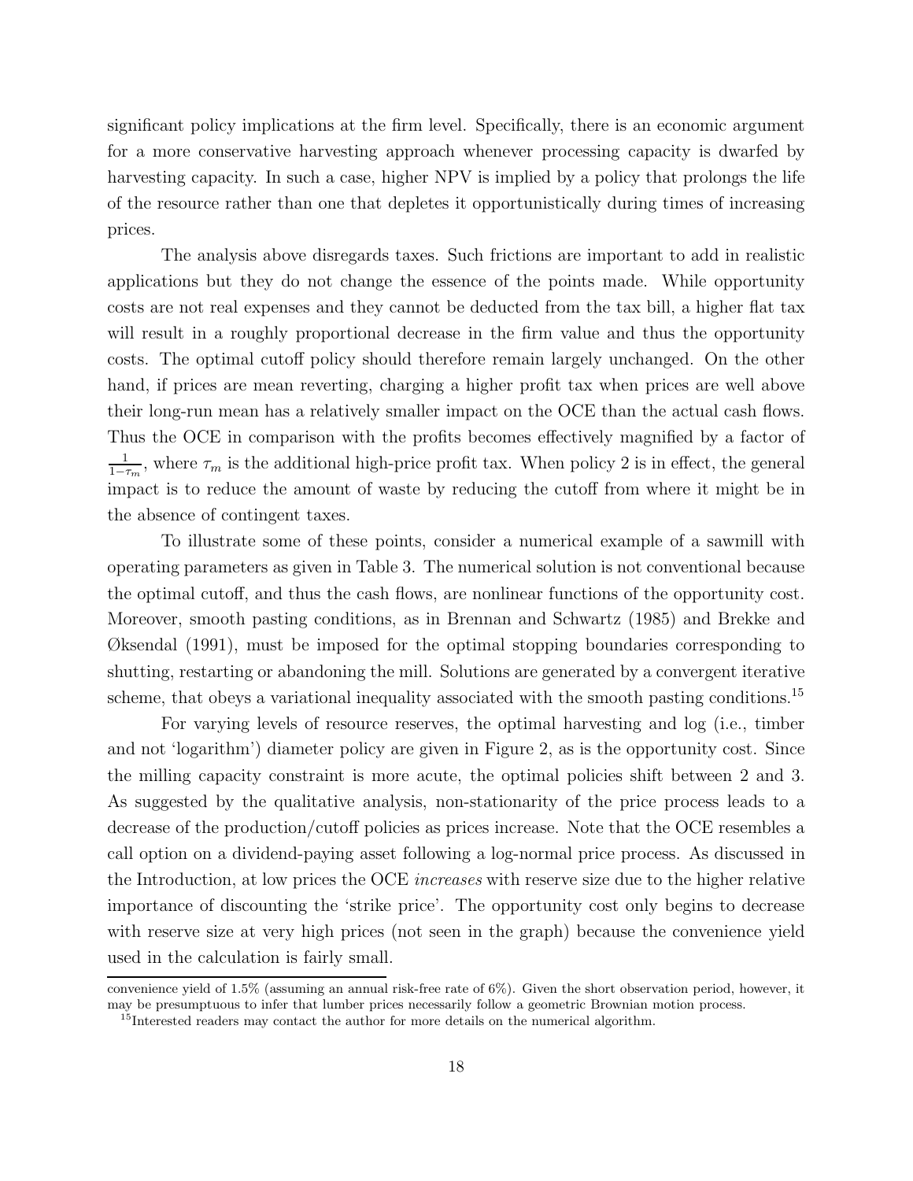significant policy implications at the firm level. Specifically, there is an economic argument for a more conservative harvesting approach whenever processing capacity is dwarfed by harvesting capacity. In such a case, higher NPV is implied by a policy that prolongs the life of the resource rather than one that depletes it opportunistically during times of increasing prices.

The analysis above disregards taxes. Such frictions are important to add in realistic applications but they do not change the essence of the points made. While opportunity costs are not real expenses and they cannot be deducted from the tax bill, a higher flat tax will result in a roughly proportional decrease in the firm value and thus the opportunity costs. The optimal cutoff policy should therefore remain largely unchanged. On the other hand, if prices are mean reverting, charging a higher profit tax when prices are well above their long-run mean has a relatively smaller impact on the OCE than the actual cash flows. Thus the OCE in comparison with the profits becomes effectively magnified by a factor of $\frac{1}{1-\tau_m}$, where $\tau_m$ is the additional high-price profit tax. When policy 2 is in effect, the general impact is to reduce the amount of waste by reducing the cutoff from where it might be in the absence of contingent taxes.

To illustrate some of these points, consider a numerical example of a sawmill with operating parameters as given in Table 3. The numerical solution is not conventional because the optimal cutoff, and thus the cash flows, are nonlinear functions of the opportunity cost. Moreover, smooth pasting conditions, as in Brennan and Schwartz (1985) and Brekke and Øksendal (1991), must be imposed for the optimal stopping boundaries corresponding to shutting, restarting or abandoning the mill. Solutions are generated by a convergent iterative scheme, that obeys a variational inequality associated with the smooth pasting conditions.[15]

For varying levels of resource reserves, the optimal harvesting and log (i.e., timber and not 'logarithm') diameter policy are given in Figure 2, as is the opportunity cost. Since the milling capacity constraint is more acute, the optimal policies shift between 2 and 3. As suggested by the qualitative analysis, non-stationarity of the price process leads to a decrease of the production/cutoff policies as prices increase. Note that the OCE resembles a call option on a dividend-paying asset following a log-normal price process. As discussed in the Introduction, at low prices the OCE *increases* with reserve size due to the higher relative importance of discounting the 'strike price'. The opportunity cost only begins to decrease with reserve size at very high prices (not seen in the graph) because the convenience yield used in the calculation is fairly small.

---

convenience yield of 1.5% (assuming an annual risk-free rate of 6%). Given the short observation period, however, it may be presumptuous to infer that lumber prices necessarily follow a geometric Brownian motion process.

[15] Interested readers may contact the author for more details on the numerical algorithm.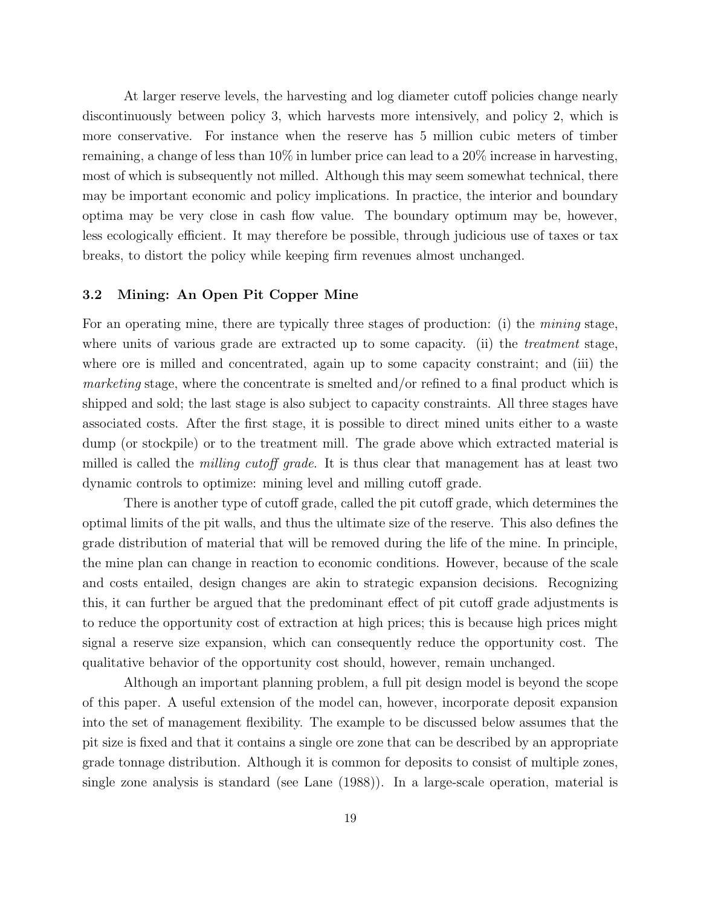At larger reserve levels, the harvesting and log diameter cutoff policies change nearly discontinuously between policy 3, which harvests more intensively, and policy 2, which is more conservative. For instance when the reserve has 5 million cubic meters of timber remaining, a change of less than 10% in lumber price can lead to a 20% increase in harvesting, most of which is subsequently not milled. Although this may seem somewhat technical, there may be important economic and policy implications. In practice, the interior and boundary optima may be very close in cash flow value. The boundary optimum may be, however, less ecologically efficient. It may therefore be possible, through judicious use of taxes or tax breaks, to distort the policy while keeping firm revenues almost unchanged.

### 3.2 Mining: An Open Pit Copper Mine

For an operating mine, there are typically three stages of production: (i) the *mining* stage, where units of various grade are extracted up to some capacity. (ii) the *treatment* stage, where ore is milled and concentrated, again up to some capacity constraint; and (iii) the *marketing* stage, where the concentrate is smelted and/or refined to a final product which is shipped and sold; the last stage is also subject to capacity constraints. All three stages have associated costs. After the first stage, it is possible to direct mined units either to a waste dump (or stockpile) or to the treatment mill. The grade above which extracted material is milled is called the *milling cutoff grade*. It is thus clear that management has at least two dynamic controls to optimize: mining level and milling cutoff grade.

There is another type of cutoff grade, called the pit cutoff grade, which determines the optimal limits of the pit walls, and thus the ultimate size of the reserve. This also defines the grade distribution of material that will be removed during the life of the mine. In principle, the mine plan can change in reaction to economic conditions. However, because of the scale and costs entailed, design changes are akin to strategic expansion decisions. Recognizing this, it can further be argued that the predominant effect of pit cutoff grade adjustments is to reduce the opportunity cost of extraction at high prices; this is because high prices might signal a reserve size expansion, which can consequently reduce the opportunity cost. The qualitative behavior of the opportunity cost should, however, remain unchanged.

Although an important planning problem, a full pit design model is beyond the scope of this paper. A useful extension of the model can, however, incorporate deposit expansion into the set of management flexibility. The example to be discussed below assumes that the pit size is fixed and that it contains a single ore zone that can be described by an appropriate grade tonnage distribution. Although it is common for deposits to consist of multiple zones, single zone analysis is standard (see Lane (1988)). In a large-scale operation, material is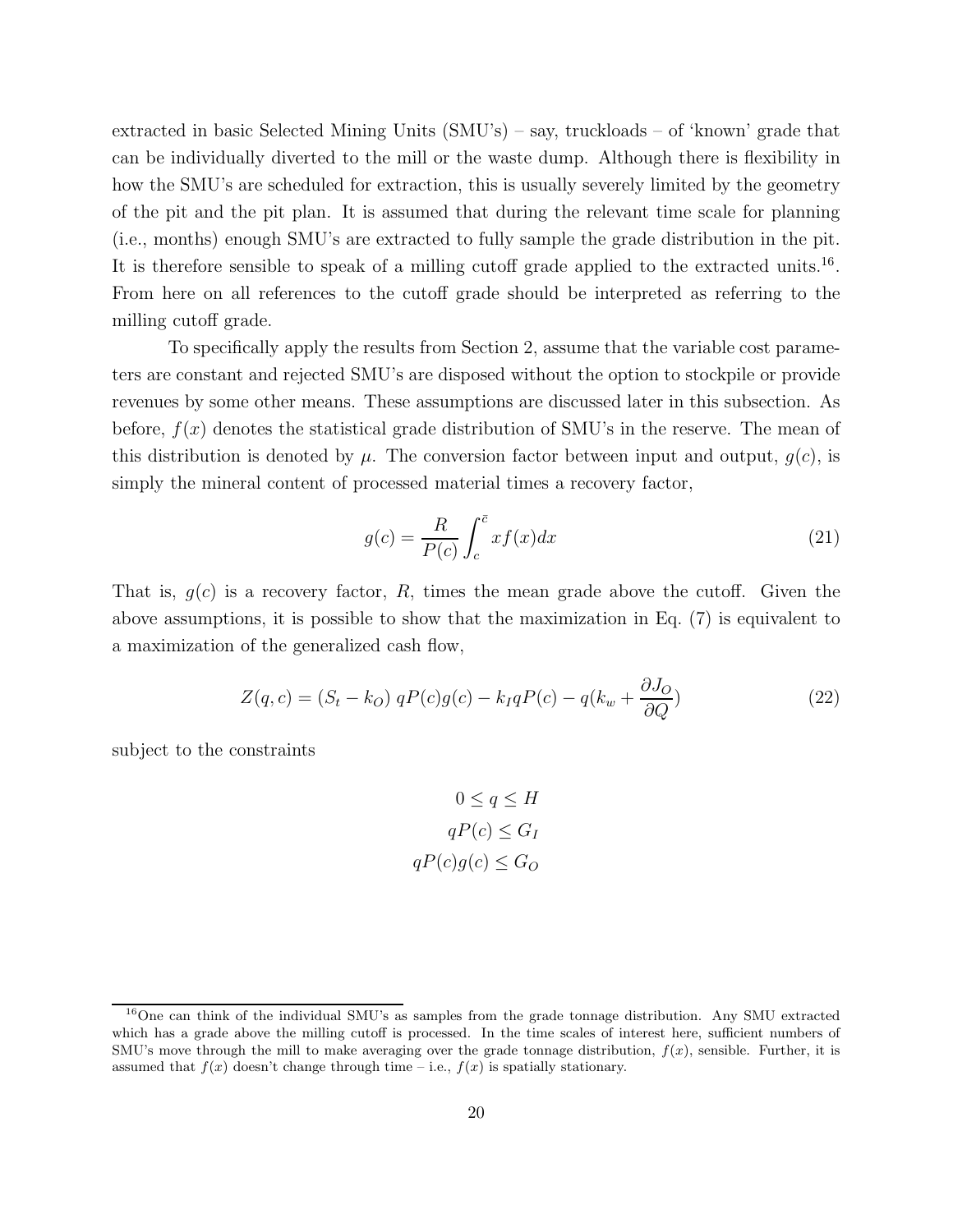extracted in basic Selected Mining Units (SMU's) – say, truckloads – of 'known' grade that can be individually diverted to the mill or the waste dump. Although there is flexibility in how the SMU's are scheduled for extraction, this is usually severely limited by the geometry of the pit and the pit plan. It is assumed that during the relevant time scale for planning (i.e., months) enough SMU's are extracted to fully sample the grade distribution in the pit. It is therefore sensible to speak of a milling cutoff grade applied to the extracted units.[16]. From here on all references to the cutoff grade should be interpreted as referring to the milling cutoff grade.

To specifically apply the results from Section 2, assume that the variable cost parameters are constant and rejected SMU's are disposed without the option to stockpile or provide revenues by some other means. These assumptions are discussed later in this subsection. As before, $f(x)$ denotes the statistical grade distribution of SMU's in the reserve. The mean of this distribution is denoted by $\mu$. The conversion factor between input and output, $g(c)$, is simply the mineral content of processed material times a recovery factor,

$$g(c) = \frac{R}{P(c)} \int_{c}^{\bar{c}} x f(x) dx \tag{21}$$

That is, $g(c)$ is a recovery factor, $R$, times the mean grade above the cutoff. Given the above assumptions, it is possible to show that the maximization in Eq. (7) is equivalent to a maximization of the generalized cash flow,

$$Z(q, c) = (S_t - k_O)\, qP(c)g(c) - k_I qP(c) - q(k_w + \frac{\partial J_O}{\partial Q}) \tag{22}$$

subject to the constraints

$$0 \leq q \leq H$$
$$qP(c) \leq G_I$$
$$qP(c)g(c) \leq G_O$$

[16] One can think of the individual SMU's as samples from the grade tonnage distribution. Any SMU extracted which has a grade above the milling cutoff is processed. In the time scales of interest here, sufficient numbers of SMU's move through the mill to make averaging over the grade tonnage distribution, $f(x)$, sensible. Further, it is assumed that $f(x)$ doesn't change through time – i.e., $f(x)$ is spatially stationary.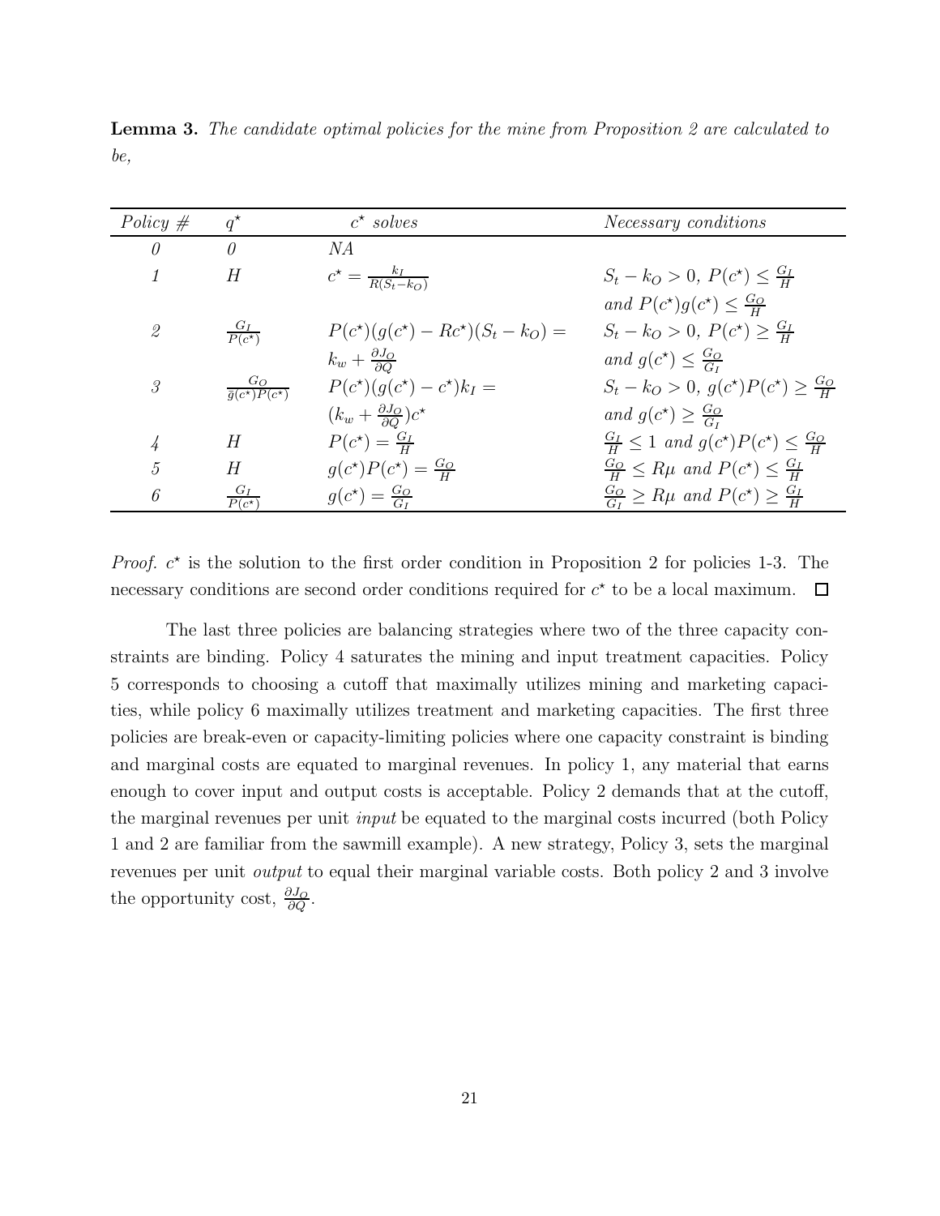**Lemma 3.** *The candidate optimal policies for the mine from Proposition 2 are calculated to be,*

| *Policy #* | $q^\star$ | $c^\star$ *solves* | *Necessary conditions* |
|---|---|---|---|
| *0* | *0* | *NA* | |
| *1* | $H$ | $c^\star = \frac{k_I}{R(S_t - k_O)}$ | $S_t - k_O > 0$, $P(c^\star) \leq \frac{G_I}{H}$ *and* $P(c^\star)g(c^\star) \leq \frac{G_O}{H}$ |
| *2* | $\frac{G_I}{P(c^\star)}$ | $P(c^\star)(g(c^\star) - Rc^\star)(S_t - k_O) = k_w + \frac{\partial J_O}{\partial Q}$ | $S_t - k_O > 0$, $P(c^\star) \geq \frac{G_I}{H}$ *and* $g(c^\star) \leq \frac{G_O}{G_I}$ |
| *3* | $\frac{G_O}{\bar{g}(c^\star)P(c^\star)}$ | $P(c^\star)(g(c^\star) - c^\star)k_I = (k_w + \frac{\partial J_O}{\partial Q})c^\star$ | $S_t - k_O > 0$, $g(c^\star)P(c^\star) \geq \frac{G_O}{H}$ *and* $g(c^\star) \geq \frac{G_O}{G_I}$ |
| *4* | $H$ | $P(c^\star) = \frac{G_I}{H}$ | $\frac{G_I}{H} \leq 1$ *and* $g(c^\star)P(c^\star) \leq \frac{G_O}{H}$ |
| *5* | $H$ | $g(c^\star)P(c^\star) = \frac{G_O}{H}$ | $\frac{G_O}{H} \leq R\mu$ *and* $P(c^\star) \leq \frac{G_I}{H}$ |
| *6* | $\frac{G_I}{P(c^\star)}$ | $g(c^\star) = \frac{G_O}{G_I}$ | $\frac{G_O}{G_I} \geq R\mu$ *and* $P(c^\star) \geq \frac{G_I}{H}$ |

*Proof.* $c^\star$ is the solution to the first order condition in Proposition 2 for policies 1-3. The necessary conditions are second order conditions required for $c^\star$ to be a local maximum. □

The last three policies are balancing strategies where two of the three capacity constraints are binding. Policy 4 saturates the mining and input treatment capacities. Policy 5 corresponds to choosing a cutoff that maximally utilizes mining and marketing capacities, while policy 6 maximally utilizes treatment and marketing capacities. The first three policies are break-even or capacity-limiting policies where one capacity constraint is binding and marginal costs are equated to marginal revenues. In policy 1, any material that earns enough to cover input and output costs is acceptable. Policy 2 demands that at the cutoff, the marginal revenues per unit *input* be equated to the marginal costs incurred (both Policy 1 and 2 are familiar from the sawmill example). A new strategy, Policy 3, sets the marginal revenues per unit *output* to equal their marginal variable costs. Both policy 2 and 3 involve the opportunity cost, $\frac{\partial J_O}{\partial Q}$.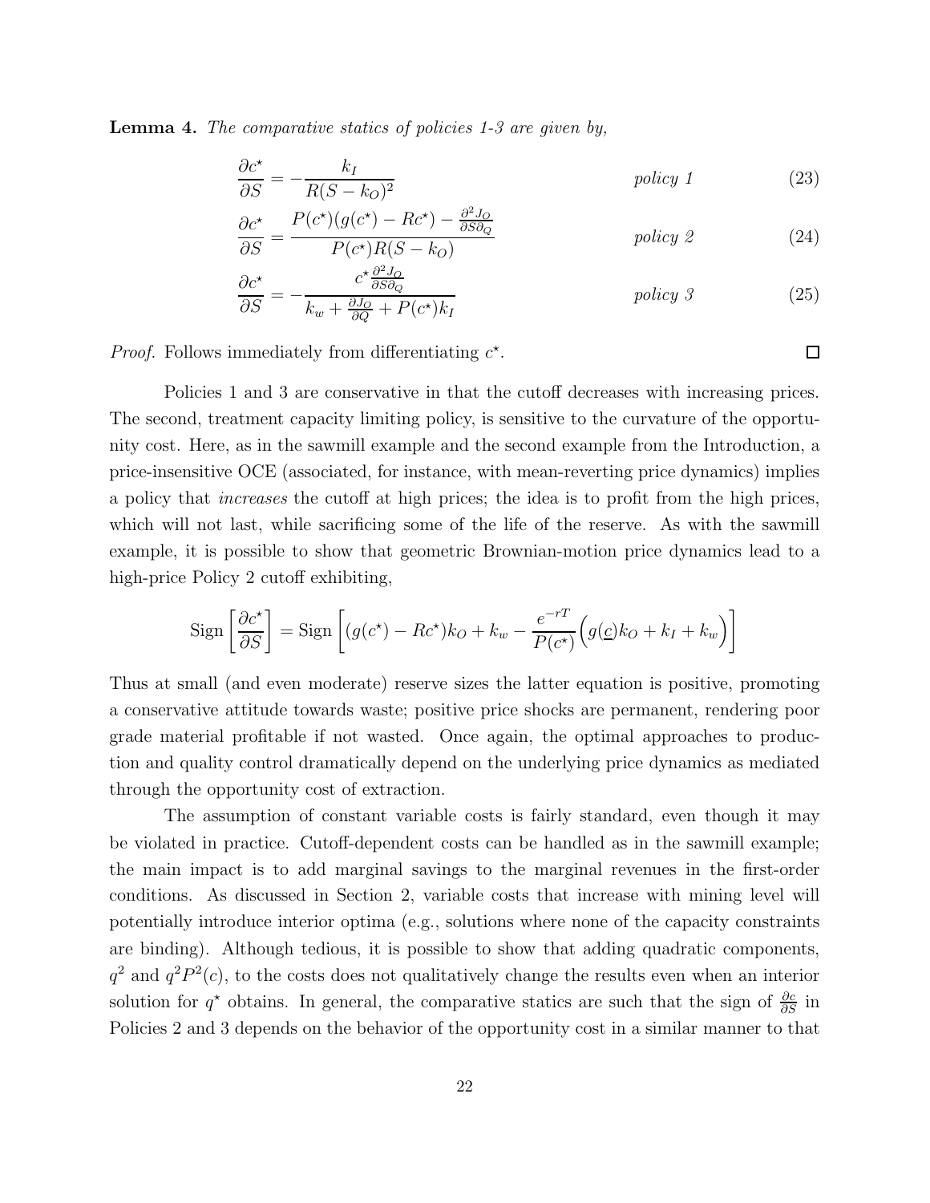**Lemma 4.** *The comparative statics of policies 1-3 are given by,*

$$\frac{\partial c^\star}{\partial S} = -\frac{k_I}{R(S-k_O)^2} \qquad \textit{policy 1} \tag{23}$$

$$\frac{\partial c^\star}{\partial S} = \frac{P(c^\star)(g(c^\star) - Rc^\star) - \frac{\partial^2 J_O}{\partial S \partial_Q}}{P(c^\star)R(S-k_O)} \qquad \textit{policy 2} \tag{24}$$

$$\frac{\partial c^\star}{\partial S} = -\frac{c^\star \frac{\partial^2 J_O}{\partial S \partial_Q}}{k_w + \frac{\partial J_O}{\partial Q} + P(c^\star)k_I} \qquad \textit{policy 3} \tag{25}$$

*Proof.* Follows immediately from differentiating $c^\star$. □

Policies 1 and 3 are conservative in that the cutoff decreases with increasing prices. The second, treatment capacity limiting policy, is sensitive to the curvature of the opportunity cost. Here, as in the sawmill example and the second example from the Introduction, a price-insensitive OCE (associated, for instance, with mean-reverting price dynamics) implies a policy that *increases* the cutoff at high prices; the idea is to profit from the high prices, which will not last, while sacrificing some of the life of the reserve. As with the sawmill example, it is possible to show that geometric Brownian-motion price dynamics lead to a high-price Policy 2 cutoff exhibiting,

$$\text{Sign}\left[\frac{\partial c^\star}{\partial S}\right] = \text{Sign}\left[(g(c^\star) - Rc^\star)k_O + k_w - \frac{e^{-rT}}{P(c^\star)}\Big(g(\underline{c})k_O + k_I + k_w\Big)\right]$$

Thus at small (and even moderate) reserve sizes the latter equation is positive, promoting a conservative attitude towards waste; positive price shocks are permanent, rendering poor grade material profitable if not wasted. Once again, the optimal approaches to production and quality control dramatically depend on the underlying price dynamics as mediated through the opportunity cost of extraction.

The assumption of constant variable costs is fairly standard, even though it may be violated in practice. Cutoff-dependent costs can be handled as in the sawmill example; the main impact is to add marginal savings to the marginal revenues in the first-order conditions. As discussed in Section 2, variable costs that increase with mining level will potentially introduce interior optima (e.g., solutions where none of the capacity constraints are binding). Although tedious, it is possible to show that adding quadratic components, $q^2$ and $q^2P^2(c)$, to the costs does not qualitatively change the results even when an interior solution for $q^\star$ obtains. In general, the comparative statics are such that the sign of $\frac{\partial c}{\partial S}$ in Policies 2 and 3 depends on the behavior of the opportunity cost in a similar manner to that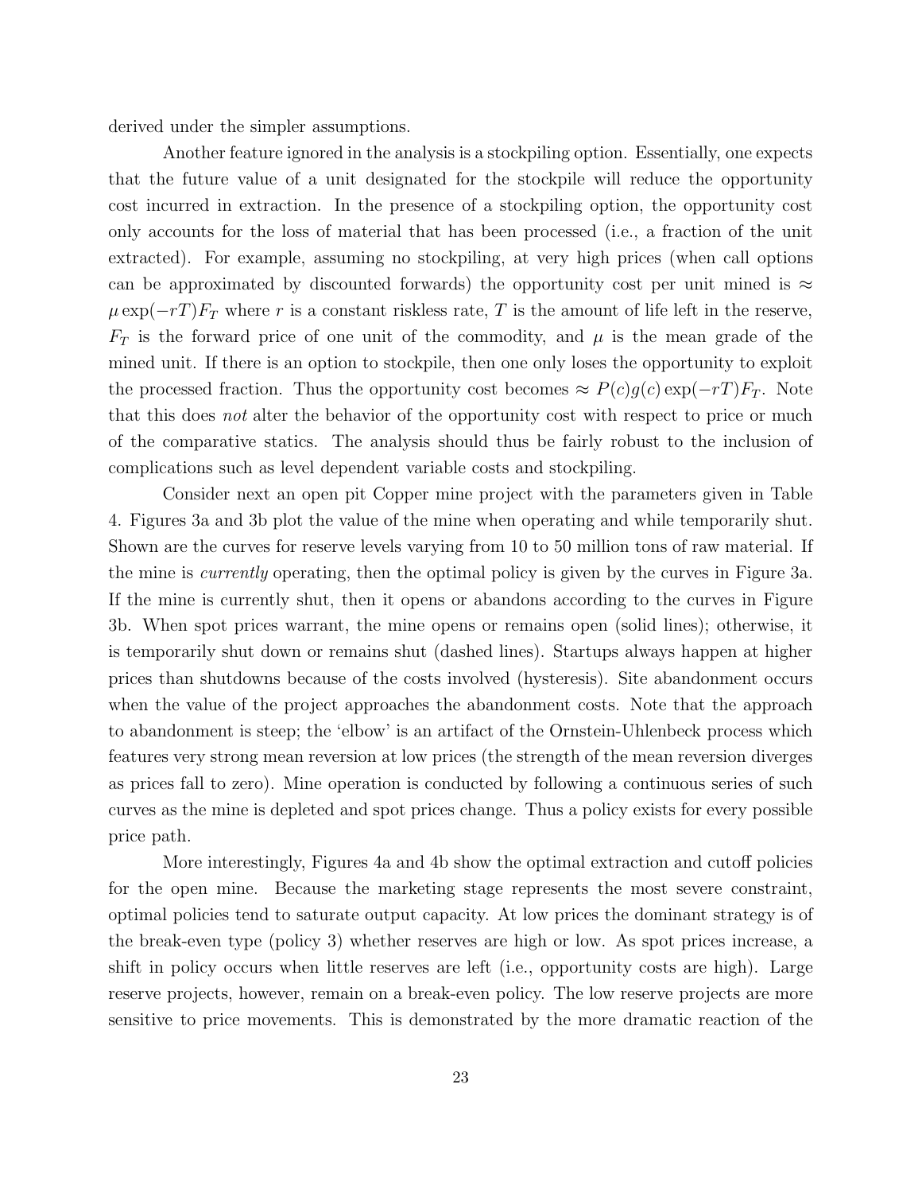derived under the simpler assumptions.

Another feature ignored in the analysis is a stockpiling option. Essentially, one expects that the future value of a unit designated for the stockpile will reduce the opportunity cost incurred in extraction. In the presence of a stockpiling option, the opportunity cost only accounts for the loss of material that has been processed (i.e., a fraction of the unit extracted). For example, assuming no stockpiling, at very high prices (when call options can be approximated by discounted forwards) the opportunity cost per unit mined is $\approx \mu \exp(-rT) F_T$ where $r$ is a constant riskless rate, $T$ is the amount of life left in the reserve, $F_T$ is the forward price of one unit of the commodity, and $\mu$ is the mean grade of the mined unit. If there is an option to stockpile, then one only loses the opportunity to exploit the processed fraction. Thus the opportunity cost becomes $\approx P(c)g(c)\exp(-rT)F_T$. Note that this does *not* alter the behavior of the opportunity cost with respect to price or much of the comparative statics. The analysis should thus be fairly robust to the inclusion of complications such as level dependent variable costs and stockpiling.

Consider next an open pit Copper mine project with the parameters given in Table 4. Figures 3a and 3b plot the value of the mine when operating and while temporarily shut. Shown are the curves for reserve levels varying from 10 to 50 million tons of raw material. If the mine is *currently* operating, then the optimal policy is given by the curves in Figure 3a. If the mine is currently shut, then it opens or abandons according to the curves in Figure 3b. When spot prices warrant, the mine opens or remains open (solid lines); otherwise, it is temporarily shut down or remains shut (dashed lines). Startups always happen at higher prices than shutdowns because of the costs involved (hysteresis). Site abandonment occurs when the value of the project approaches the abandonment costs. Note that the approach to abandonment is steep; the 'elbow' is an artifact of the Ornstein-Uhlenbeck process which features very strong mean reversion at low prices (the strength of the mean reversion diverges as prices fall to zero). Mine operation is conducted by following a continuous series of such curves as the mine is depleted and spot prices change. Thus a policy exists for every possible price path.

More interestingly, Figures 4a and 4b show the optimal extraction and cutoff policies for the open mine. Because the marketing stage represents the most severe constraint, optimal policies tend to saturate output capacity. At low prices the dominant strategy is of the break-even type (policy 3) whether reserves are high or low. As spot prices increase, a shift in policy occurs when little reserves are left (i.e., opportunity costs are high). Large reserve projects, however, remain on a break-even policy. The low reserve projects are more sensitive to price movements. This is demonstrated by the more dramatic reaction of the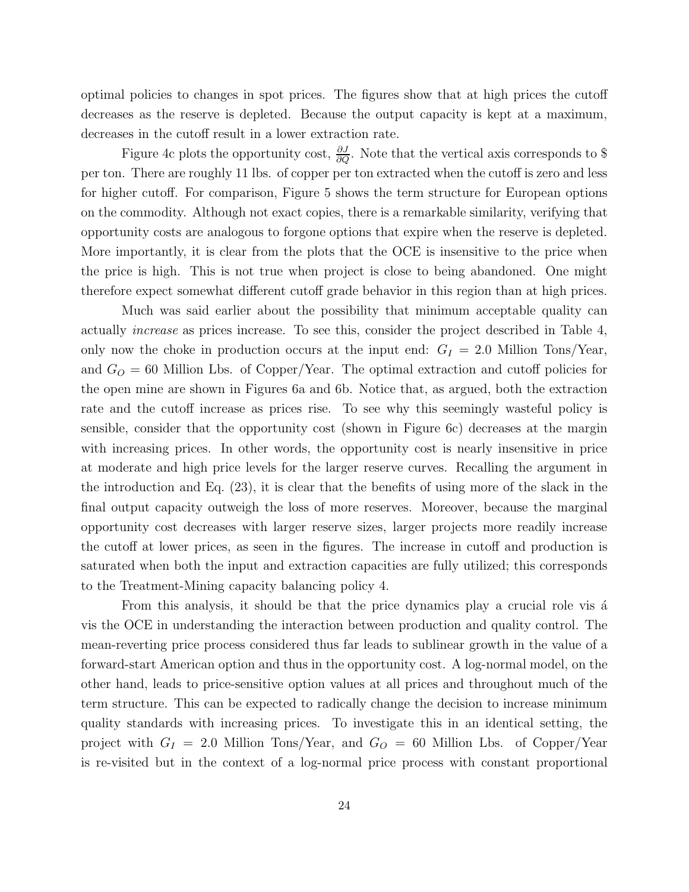optimal policies to changes in spot prices. The figures show that at high prices the cutoff decreases as the reserve is depleted. Because the output capacity is kept at a maximum, decreases in the cutoff result in a lower extraction rate.

Figure 4c plots the opportunity cost, $\frac{\partial J}{\partial Q}$. Note that the vertical axis corresponds to \$ per ton. There are roughly 11 lbs. of copper per ton extracted when the cutoff is zero and less for higher cutoff. For comparison, Figure 5 shows the term structure for European options on the commodity. Although not exact copies, there is a remarkable similarity, verifying that opportunity costs are analogous to forgone options that expire when the reserve is depleted. More importantly, it is clear from the plots that the OCE is insensitive to the price when the price is high. This is not true when project is close to being abandoned. One might therefore expect somewhat different cutoff grade behavior in this region than at high prices.

Much was said earlier about the possibility that minimum acceptable quality can actually *increase* as prices increase. To see this, consider the project described in Table 4, only now the choke in production occurs at the input end: $G_I = 2.0$ Million Tons/Year, and $G_O = 60$ Million Lbs. of Copper/Year. The optimal extraction and cutoff policies for the open mine are shown in Figures 6a and 6b. Notice that, as argued, both the extraction rate and the cutoff increase as prices rise. To see why this seemingly wasteful policy is sensible, consider that the opportunity cost (shown in Figure 6c) decreases at the margin with increasing prices. In other words, the opportunity cost is nearly insensitive in price at moderate and high price levels for the larger reserve curves. Recalling the argument in the introduction and Eq. (23), it is clear that the benefits of using more of the slack in the final output capacity outweigh the loss of more reserves. Moreover, because the marginal opportunity cost decreases with larger reserve sizes, larger projects more readily increase the cutoff at lower prices, as seen in the figures. The increase in cutoff and production is saturated when both the input and extraction capacities are fully utilized; this corresponds to the Treatment-Mining capacity balancing policy 4.

From this analysis, it should be that the price dynamics play a crucial role vis á vis the OCE in understanding the interaction between production and quality control. The mean-reverting price process considered thus far leads to sublinear growth in the value of a forward-start American option and thus in the opportunity cost. A log-normal model, on the other hand, leads to price-sensitive option values at all prices and throughout much of the term structure. This can be expected to radically change the decision to increase minimum quality standards with increasing prices. To investigate this in an identical setting, the project with $G_I = 2.0$ Million Tons/Year, and $G_O = 60$ Million Lbs. of Copper/Year is re-visited but in the context of a log-normal price process with constant proportional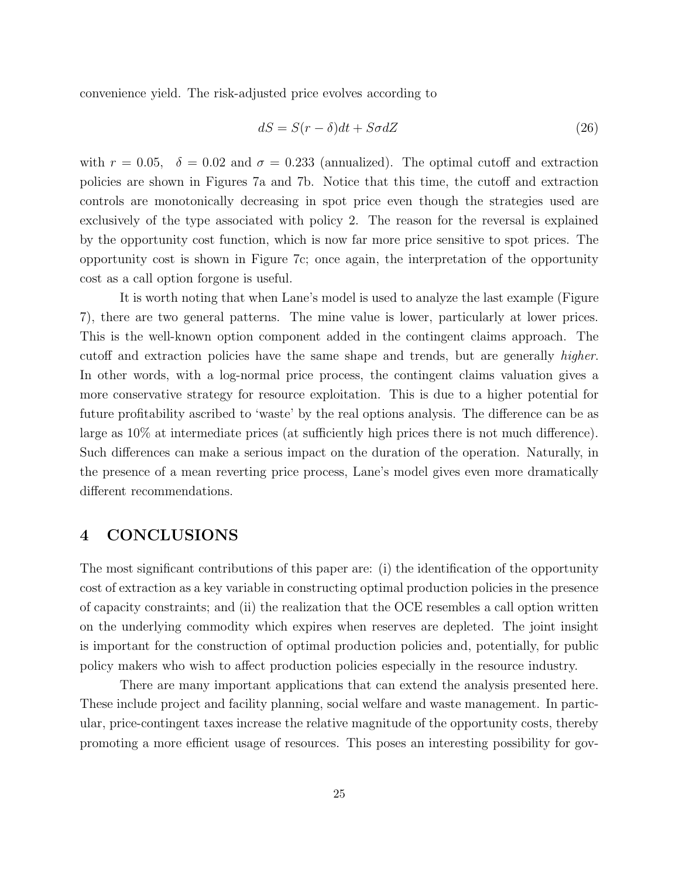convenience yield. The risk-adjusted price evolves according to

$$dS = S(r - \delta)dt + S\sigma dZ \tag{26}$$

with $r = 0.05$, $\delta = 0.02$ and $\sigma = 0.233$ (annualized). The optimal cutoff and extraction policies are shown in Figures 7a and 7b. Notice that this time, the cutoff and extraction controls are monotonically decreasing in spot price even though the strategies used are exclusively of the type associated with policy 2. The reason for the reversal is explained by the opportunity cost function, which is now far more price sensitive to spot prices. The opportunity cost is shown in Figure 7c; once again, the interpretation of the opportunity cost as a call option forgone is useful.

It is worth noting that when Lane's model is used to analyze the last example (Figure 7), there are two general patterns. The mine value is lower, particularly at lower prices. This is the well-known option component added in the contingent claims approach. The cutoff and extraction policies have the same shape and trends, but are generally *higher*. In other words, with a log-normal price process, the contingent claims valuation gives a more conservative strategy for resource exploitation. This is due to a higher potential for future profitability ascribed to 'waste' by the real options analysis. The difference can be as large as 10% at intermediate prices (at sufficiently high prices there is not much difference). Such differences can make a serious impact on the duration of the operation. Naturally, in the presence of a mean reverting price process, Lane's model gives even more dramatically different recommendations.

# 4 CONCLUSIONS

The most significant contributions of this paper are: (i) the identification of the opportunity cost of extraction as a key variable in constructing optimal production policies in the presence of capacity constraints; and (ii) the realization that the OCE resembles a call option written on the underlying commodity which expires when reserves are depleted. The joint insight is important for the construction of optimal production policies and, potentially, for public policy makers who wish to affect production policies especially in the resource industry.

There are many important applications that can extend the analysis presented here. These include project and facility planning, social welfare and waste management. In particular, price-contingent taxes increase the relative magnitude of the opportunity costs, thereby promoting a more efficient usage of resources. This poses an interesting possibility for gov-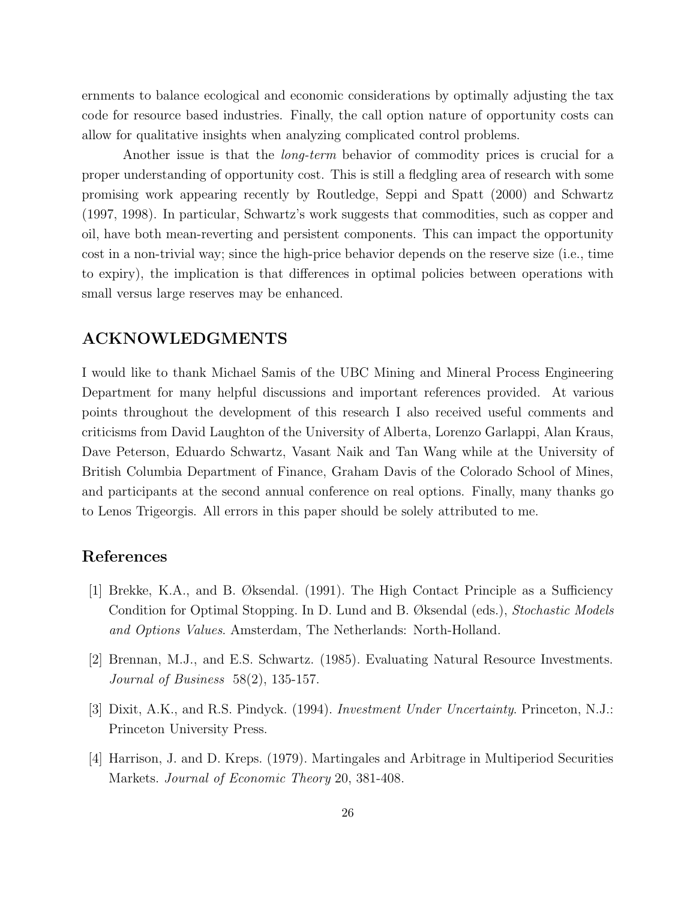ernments to balance ecological and economic considerations by optimally adjusting the tax code for resource based industries. Finally, the call option nature of opportunity costs can allow for qualitative insights when analyzing complicated control problems.

Another issue is that the *long-term* behavior of commodity prices is crucial for a proper understanding of opportunity cost. This is still a fledgling area of research with some promising work appearing recently by Routledge, Seppi and Spatt (2000) and Schwartz (1997, 1998). In particular, Schwartz's work suggests that commodities, such as copper and oil, have both mean-reverting and persistent components. This can impact the opportunity cost in a non-trivial way; since the high-price behavior depends on the reserve size (i.e., time to expiry), the implication is that differences in optimal policies between operations with small versus large reserves may be enhanced.

## ACKNOWLEDGMENTS

I would like to thank Michael Samis of the UBC Mining and Mineral Process Engineering Department for many helpful discussions and important references provided. At various points throughout the development of this research I also received useful comments and criticisms from David Laughton of the University of Alberta, Lorenzo Garlappi, Alan Kraus, Dave Peterson, Eduardo Schwartz, Vasant Naik and Tan Wang while at the University of British Columbia Department of Finance, Graham Davis of the Colorado School of Mines, and participants at the second annual conference on real options. Finally, many thanks go to Lenos Trigeorgis. All errors in this paper should be solely attributed to me.

## References

[1] Brekke, K.A., and B. Øksendal. (1991). The High Contact Principle as a Sufficiency Condition for Optimal Stopping. In D. Lund and B. Øksendal (eds.), *Stochastic Models and Options Values*. Amsterdam, The Netherlands: North-Holland.

[2] Brennan, M.J., and E.S. Schwartz. (1985). Evaluating Natural Resource Investments. *Journal of Business* 58(2), 135-157.

[3] Dixit, A.K., and R.S. Pindyck. (1994). *Investment Under Uncertainty*. Princeton, N.J.: Princeton University Press.

[4] Harrison, J. and D. Kreps. (1979). Martingales and Arbitrage in Multiperiod Securities Markets. *Journal of Economic Theory* 20, 381-408.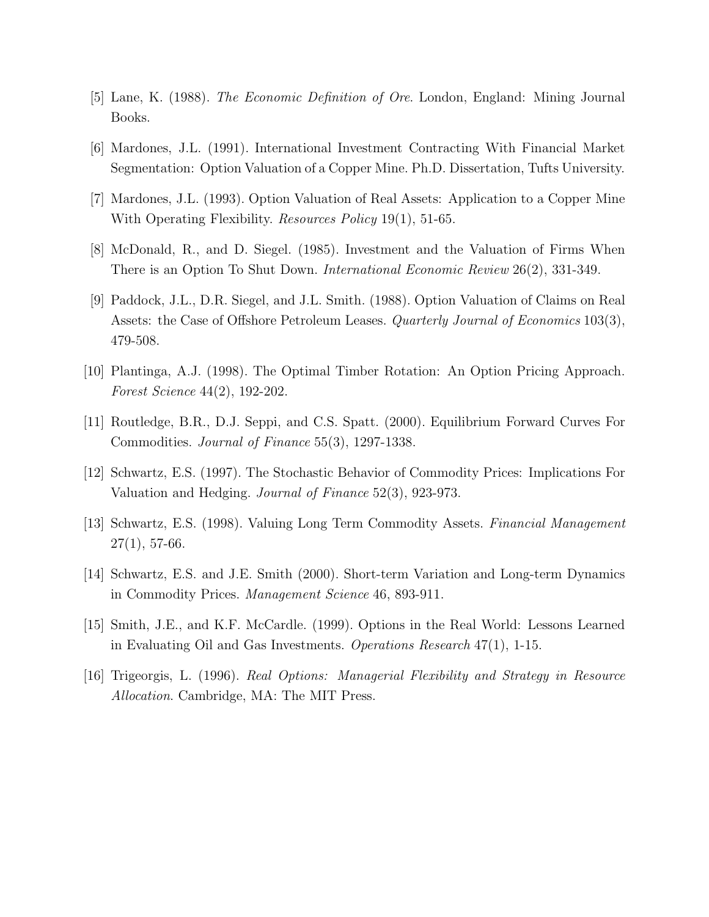[5] Lane, K. (1988). *The Economic Definition of Ore*. London, England: Mining Journal Books.

[6] Mardones, J.L. (1991). International Investment Contracting With Financial Market Segmentation: Option Valuation of a Copper Mine. Ph.D. Dissertation, Tufts University.

[7] Mardones, J.L. (1993). Option Valuation of Real Assets: Application to a Copper Mine With Operating Flexibility. *Resources Policy* 19(1), 51-65.

[8] McDonald, R., and D. Siegel. (1985). Investment and the Valuation of Firms When There is an Option To Shut Down. *International Economic Review* 26(2), 331-349.

[9] Paddock, J.L., D.R. Siegel, and J.L. Smith. (1988). Option Valuation of Claims on Real Assets: the Case of Offshore Petroleum Leases. *Quarterly Journal of Economics* 103(3), 479-508.

[10] Plantinga, A.J. (1998). The Optimal Timber Rotation: An Option Pricing Approach. *Forest Science* 44(2), 192-202.

[11] Routledge, B.R., D.J. Seppi, and C.S. Spatt. (2000). Equilibrium Forward Curves For Commodities. *Journal of Finance* 55(3), 1297-1338.

[12] Schwartz, E.S. (1997). The Stochastic Behavior of Commodity Prices: Implications For Valuation and Hedging. *Journal of Finance* 52(3), 923-973.

[13] Schwartz, E.S. (1998). Valuing Long Term Commodity Assets. *Financial Management* 27(1), 57-66.

[14] Schwartz, E.S. and J.E. Smith (2000). Short-term Variation and Long-term Dynamics in Commodity Prices. *Management Science* 46, 893-911.

[15] Smith, J.E., and K.F. McCardle. (1999). Options in the Real World: Lessons Learned in Evaluating Oil and Gas Investments. *Operations Research* 47(1), 1-15.

[16] Trigeorgis, L. (1996). *Real Options: Managerial Flexibility and Strategy in Resource Allocation*. Cambridge, MA: The MIT Press.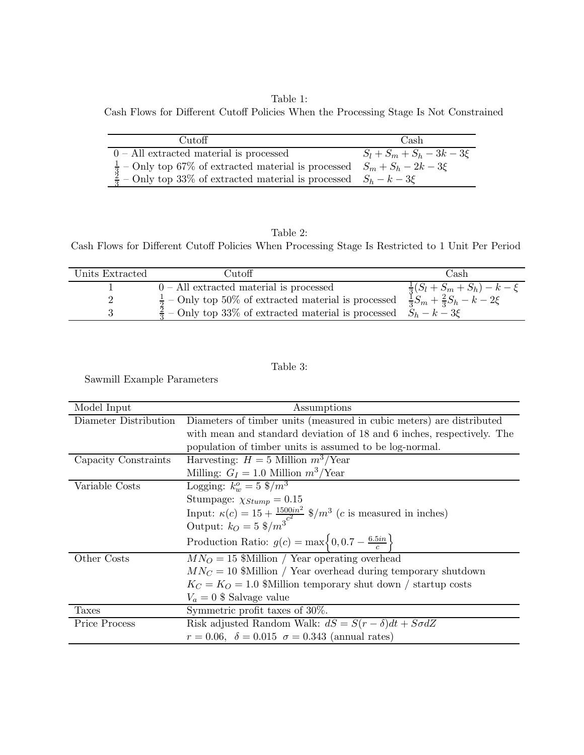Table 1:
Cash Flows for Different Cutoff Policies When the Processing Stage Is Not Constrained

| Cutoff | Cash |
|---|---|
| 0 – All extracted material is processed | $S_l + S_m + S_h - 3k - 3\xi$ |
| $\frac{1}{3}$ – Only top 67% of extracted material is processed | $S_m + S_h - 2k - 3\xi$ |
| $\frac{2}{3}$ – Only top 33% of extracted material is processed | $S_h - k - 3\xi$ |

Table 2:
Cash Flows for Different Cutoff Policies When Processing Stage Is Restricted to 1 Unit Per Period

| Units Extracted | Cutoff | Cash |
|---|---|---|
| 1 | 0 – All extracted material is processed | $\frac{1}{3}(S_l + S_m + S_h) - k - \xi$ |
| 2 | $\frac{1}{2}$ – Only top 50% of extracted material is processed | $\frac{1}{3}S_m + \frac{2}{3}S_h - k - 2\xi$ |
| 3 | $\frac{2}{3}$ – Only top 33% of extracted material is processed | $S_h - k - 3\xi$ |

Table 3:
Sawmill Example Parameters

| Model Input | Assumptions |
|---|---|
| Diameter Distribution | Diameters of timber units (measured in cubic meters) are distributed with mean and standard deviation of 18 and 6 inches, respectively. The population of timber units is assumed to be log-normal. |
| Capacity Constraints | Harvesting: $H = 5$ Million $m^3$/Year<br>Milling: $G_I = 1.0$ Million $m^3$/Year |
| Variable Costs | Logging: $k_w^o = 5$ \$/$m^3$<br>Stumpage: $\chi_{Stump} = 0.15$<br>Input: $\kappa(c) = 15 + \frac{1500in^2}{c^2}$ \$/$m^3$ ($c$ is measured in inches)<br>Output: $k_O = 5$ \$/$m^3$<br>Production Ratio: $g(c) = \max\left\{0, 0.7 - \frac{6.5in}{c}\right\}$ |
| Other Costs | $MN_O = 15$ \$Million / Year operating overhead<br>$MN_C = 10$ \$Million / Year overhead during temporary shutdown<br>$K_C = K_O = 1.0$ \$Million temporary shut down / startup costs<br>$V_a = 0$ \$ Salvage value |
| Taxes | Symmetric profit taxes of 30%. |
| Price Process | Risk adjusted Random Walk: $dS = S(r - \delta)dt + S\sigma dZ$<br>$r = 0.06,\ \ \delta = 0.015\ \ \sigma = 0.343$ (annual rates) |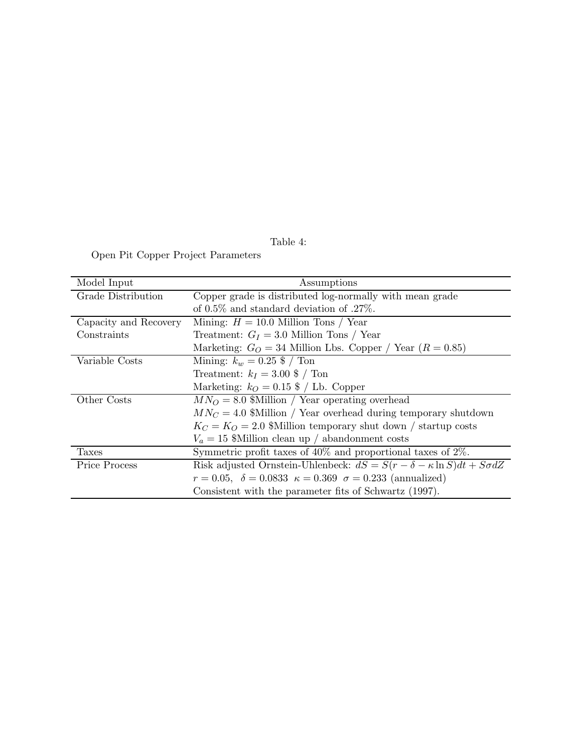Table 4:

Open Pit Copper Project Parameters

| Model Input | Assumptions |
| --- | --- |
| Grade Distribution | Copper grade is distributed log-normally with mean grade of 0.5% and standard deviation of .27%. |
| Capacity and Recovery Constraints | Mining: $H = 10.0$ Million Tons / Year |
| | Treatment: $G_I = 3.0$ Million Tons / Year |
| | Marketing: $G_O = 34$ Million Lbs. Copper / Year ($R = 0.85$) |
| Variable Costs | Mining: $k_w = 0.25$ \$ / Ton |
| | Treatment: $k_I = 3.00$ \$ / Ton |
| | Marketing: $k_O = 0.15$ \$ / Lb. Copper |
| Other Costs | $MN_O = 8.0$ \$Million / Year operating overhead |
| | $MN_C = 4.0$ \$Million / Year overhead during temporary shutdown |
| | $K_C = K_O = 2.0$ \$Million temporary shut down / startup costs |
| | $V_a = 15$ \$Million clean up / abandonment costs |
| Taxes | Symmetric profit taxes of 40% and proportional taxes of 2%. |
| Price Process | Risk adjusted Ornstein-Uhlenbeck: $dS = S(r - \delta - \kappa \ln S)dt + S\sigma dZ$ |
| | $r = 0.05, \;\; \delta = 0.0833 \;\; \kappa = 0.369 \;\; \sigma = 0.233$ (annualized) |
| | Consistent with the parameter fits of Schwartz (1997). |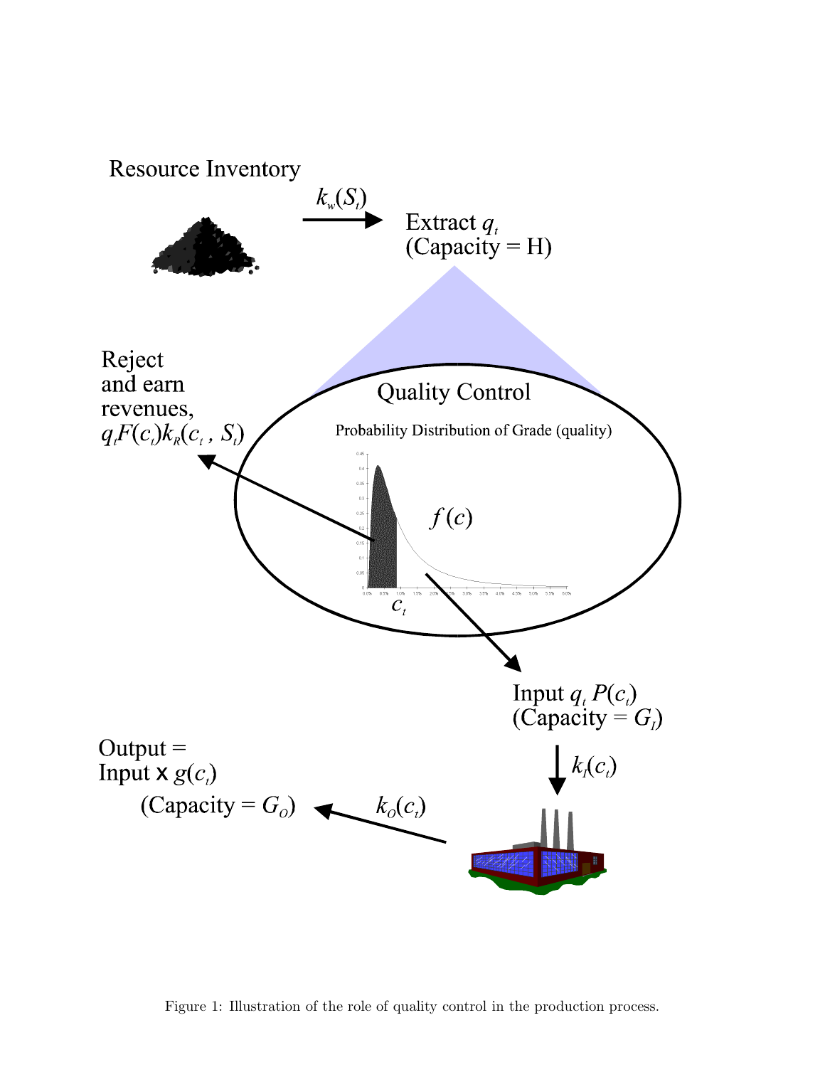Resource Inventory

$k_w(S_t)$

Extract $q_t$
(Capacity = H)

Reject
and earn
revenues,
$q_t F(c_t) k_R(c_t, S_t)$

Quality Control

Probability Distribution of Grade (quality)

$f(c)$

$c_t$

Input $q_t\, P(c_t)$
(Capacity = $G_I$)

$k_I(c_t)$

Output =
Input x $g(c_t)$
(Capacity = $G_O$)

$k_O(c_t)$

Figure 1: Illustration of the role of quality control in the production process.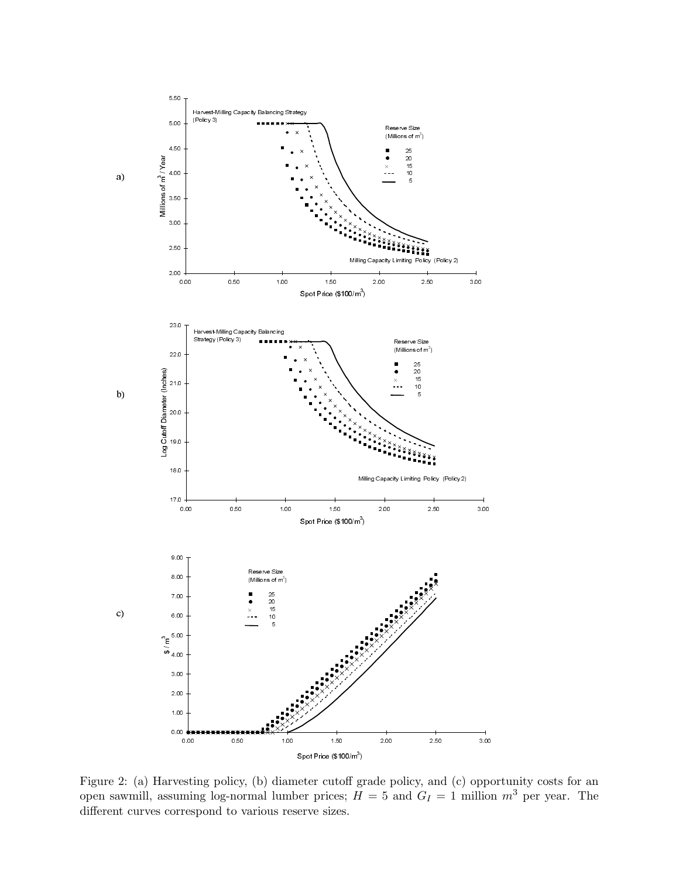Figure 2: (a) Harvesting policy, (b) diameter cutoff grade policy, and (c) opportunity costs for an open sawmill, assuming log-normal lumber prices; $H = 5$ and $G_I = 1$ million $m^3$ per year. The different curves correspond to various reserve sizes.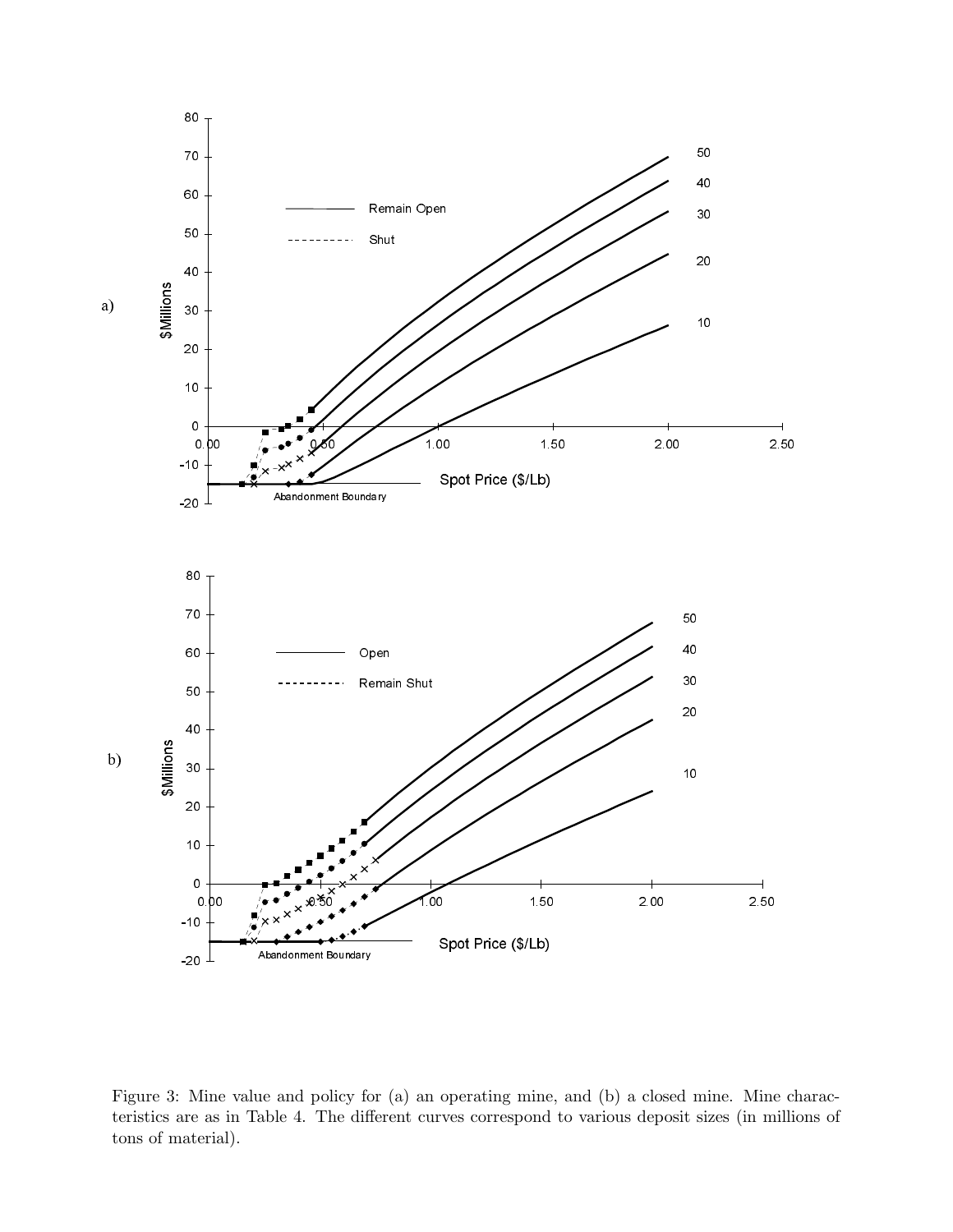Figure 3: Mine value and policy for (a) an operating mine, and (b) a closed mine. Mine characteristics are as in Table 4. The different curves correspond to various deposit sizes (in millions of tons of material).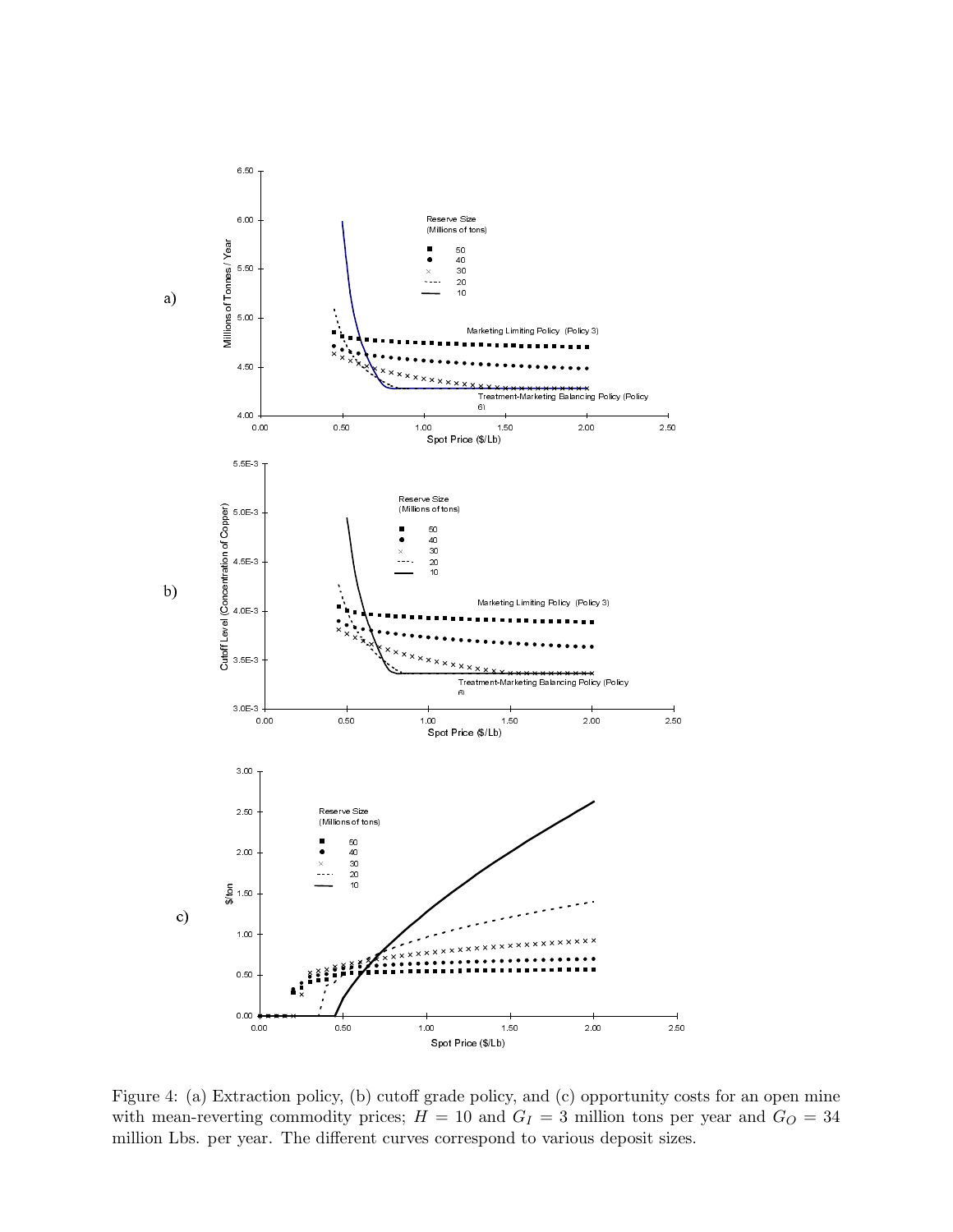Figure 4: (a) Extraction policy, (b) cutoff grade policy, and (c) opportunity costs for an open mine with mean-reverting commodity prices; $H = 10$ and $G_I = 3$ million tons per year and $G_O = 34$ million Lbs. per year. The different curves correspond to various deposit sizes.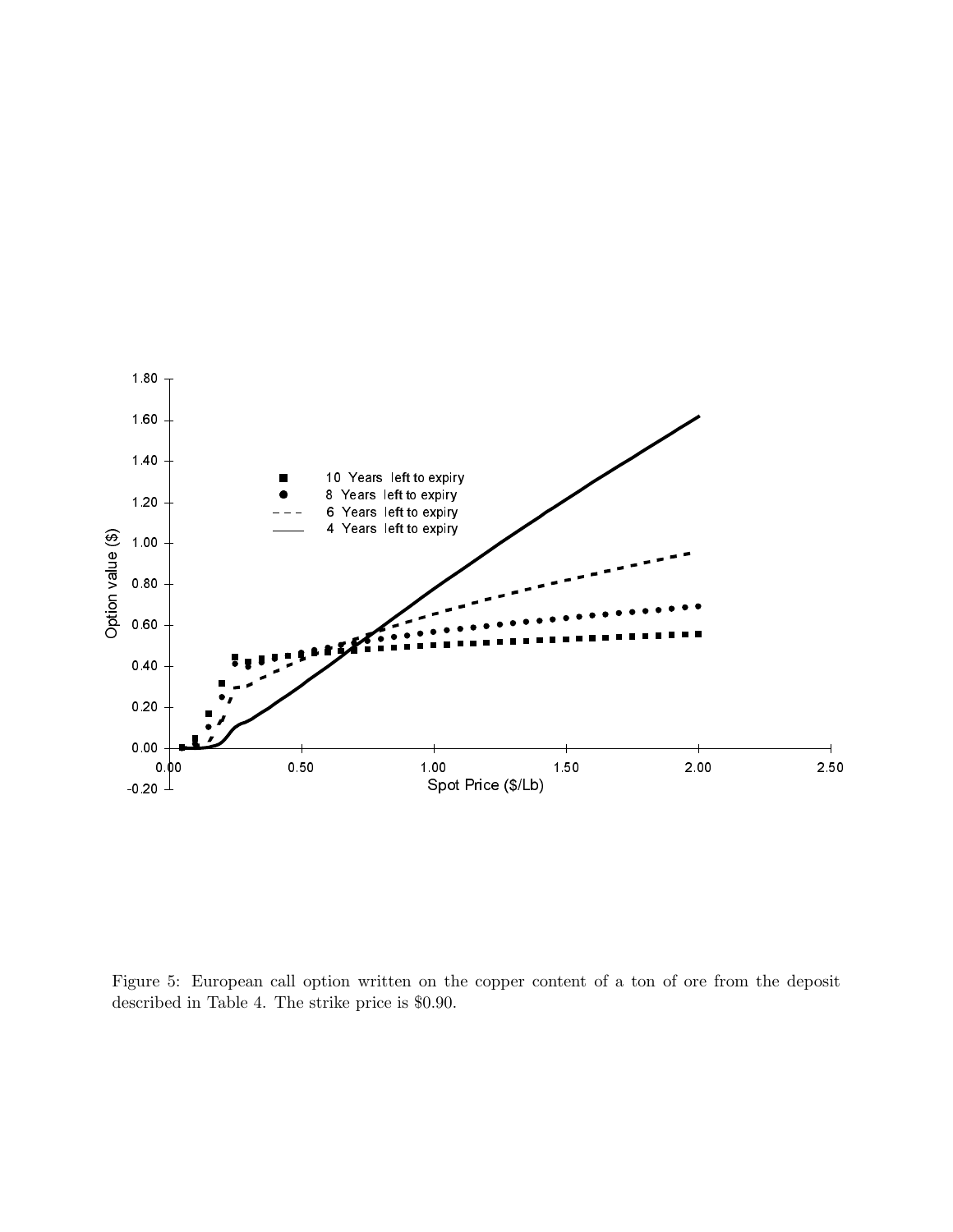Figure 5: European call option written on the copper content of a ton of ore from the deposit described in Table 4. The strike price is \$0.90.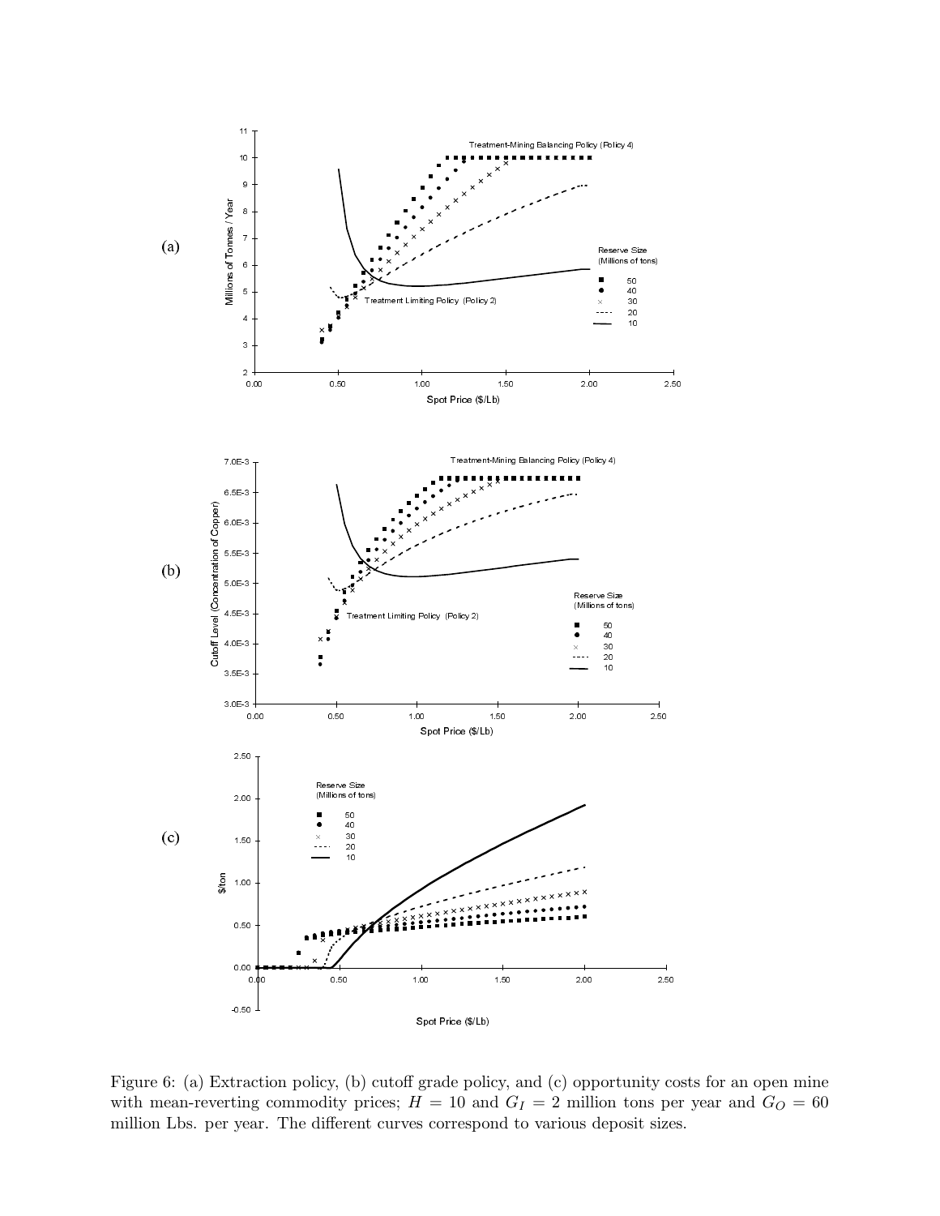Figure 6: (a) Extraction policy, (b) cutoff grade policy, and (c) opportunity costs for an open mine with mean-reverting commodity prices; $H = 10$ and $G_I = 2$ million tons per year and $G_O = 60$ million Lbs. per year. The different curves correspond to various deposit sizes.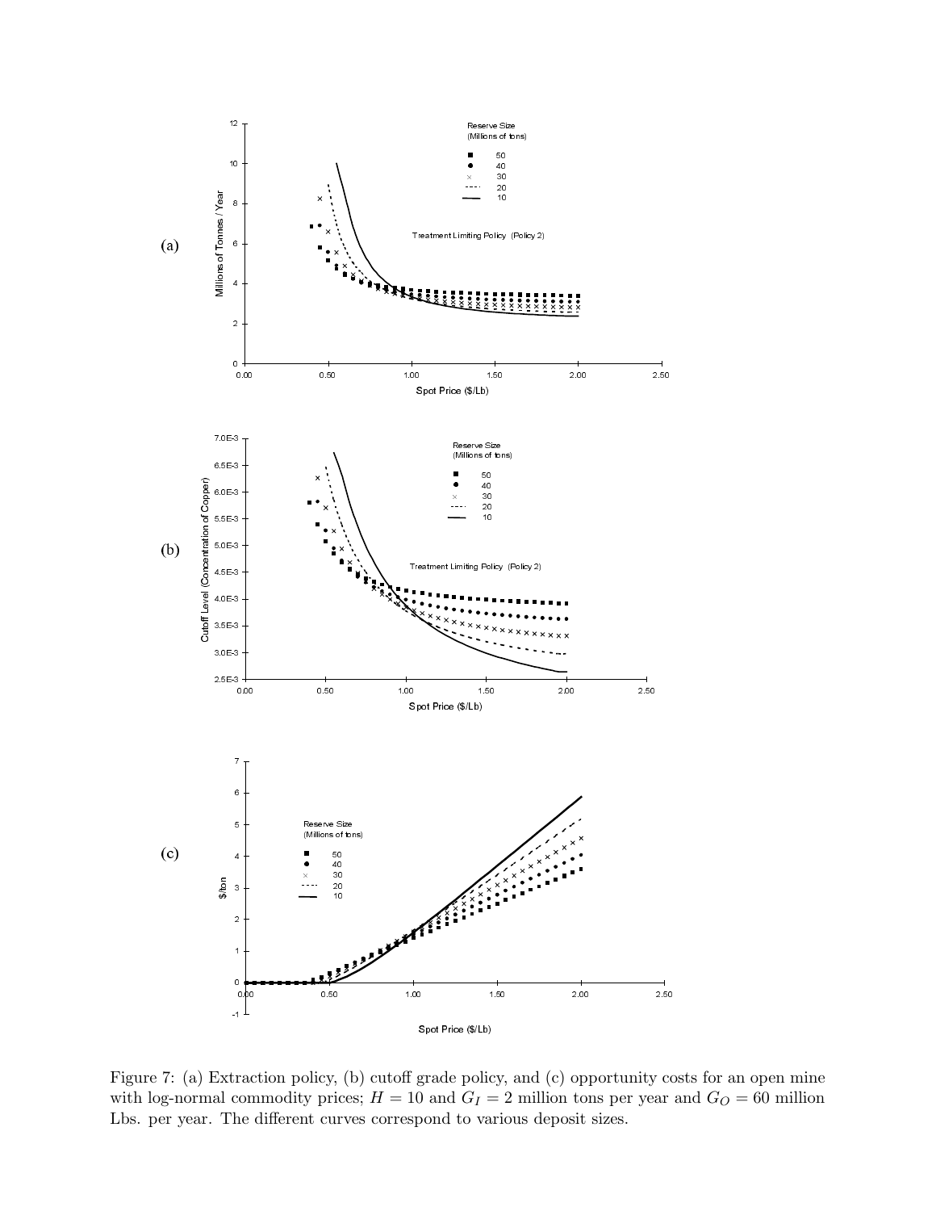(a)

12

10

8

6

4

2

0

0.00 0.50 1.00 1.50 2.00 2.50

Millions of Tonnes / Year

Spot Price ($/Lb)

Reserve Size
(Millions of tons)

50
40
30
20
10

Treatment Limiting Policy (Policy 2)

(b)

7.0E-3

6.5E-3

6.0E-3

5.5E-3

5.0E-3

4.5E-3

4.0E-3

3.5E-3

3.0E-3

2.5E-3

0.00 0.50 1.00 1.50 2.00 2.50

Cutoff Level (Concentration of Copper)

Spot Price ($/Lb)

Reserve Size
(Millions of tons)

50
40
30
20
10

Treatment Limiting Policy (Policy 2)

(c)

7

6

5

4

3

2

1

0

-1

0.00 0.50 1.00 1.50 2.00 2.50

$/ton

Spot Price ($/Lb)

Reserve Size
(Millions of tons)

50
40
30
20
10

Figure 7: (a) Extraction policy, (b) cutoff grade policy, and (c) opportunity costs for an open mine with log-normal commodity prices; $H = 10$ and $G_I = 2$ million tons per year and $G_O = 60$ million Lbs. per year. The different curves correspond to various deposit sizes.